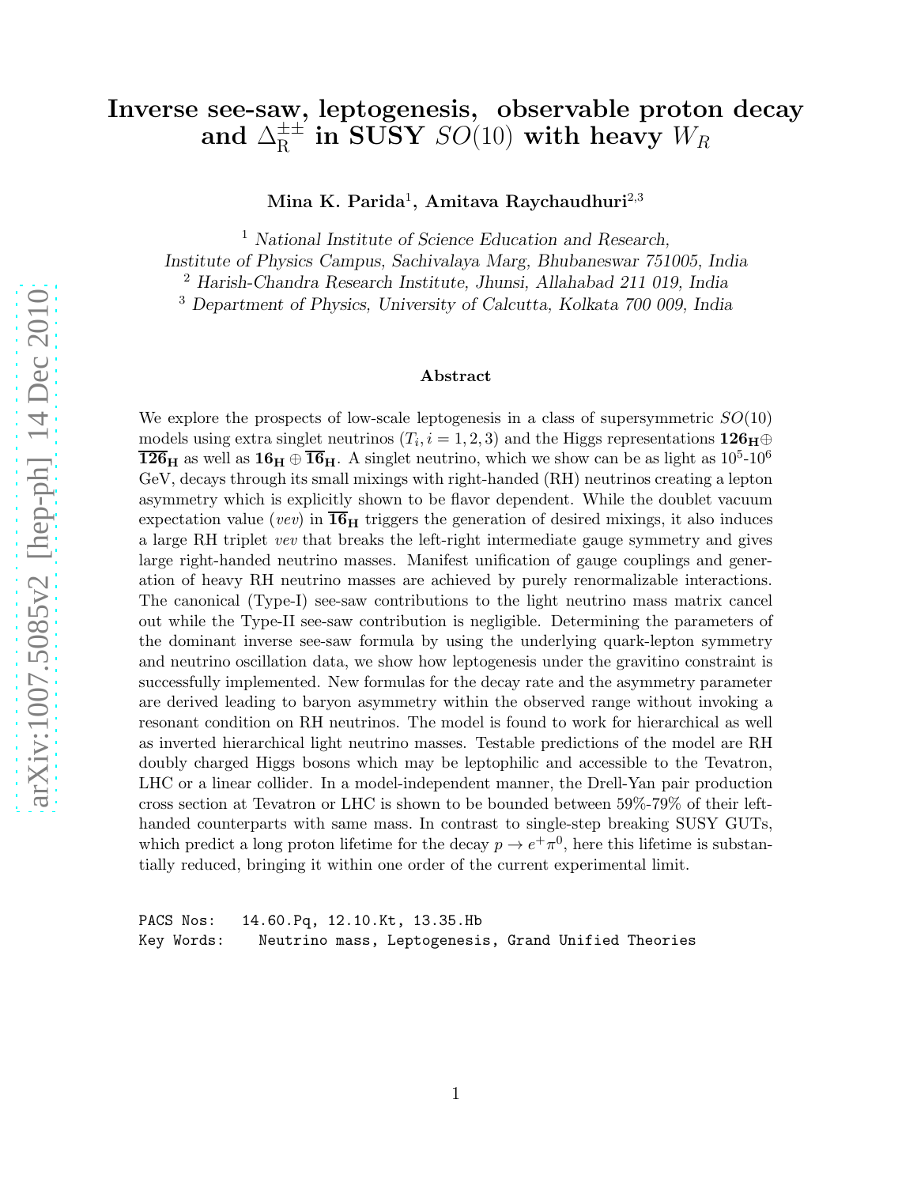# Inverse see-saw, leptogenesis, observable proton decay and $\Delta_{\rm R}^{\pm\pm}$ in SUSY $SO(10)$ with heavy $W_R$

**Mina K. Parida**[1], **Amitava Raychaudhuri**[2,3]

[1] *National Institute of Science Education and Research, Institute of Physics Campus, Sachivalaya Marg, Bhubaneswar 751005, India*

[2] *Harish-Chandra Research Institute, Jhunsi, Allahabad 211 019, India*

[3] *Department of Physics, University of Calcutta, Kolkata 700 009, India*

## Abstract

We explore the prospects of low-scale leptogenesis in a class of supersymmetric $SO(10)$ models using extra singlet neutrinos ($T_i, i = 1, 2, 3$) and the Higgs representations $\mathbf{126_H} \oplus \overline{\mathbf{126}}_\mathbf{H}$ as well as $\mathbf{16_H} \oplus \overline{\mathbf{16}}_\mathbf{H}$. A singlet neutrino, which we show can be as light as $10^5$-$10^6$ GeV, decays through its small mixings with right-handed (RH) neutrinos creating a lepton asymmetry which is explicitly shown to be flavor dependent. While the doublet vacuum expectation value (*vev*) in $\overline{\mathbf{16}}_\mathbf{H}$ triggers the generation of desired mixings, it also induces a large RH triplet *vev* that breaks the left-right intermediate gauge symmetry and gives large right-handed neutrino masses. Manifest unification of gauge couplings and generation of heavy RH neutrino masses are achieved by purely renormalizable interactions. The canonical (Type-I) see-saw contributions to the light neutrino mass matrix cancel out while the Type-II see-saw contribution is negligible. Determining the parameters of the dominant inverse see-saw formula by using the underlying quark-lepton symmetry and neutrino oscillation data, we show how leptogenesis under the gravitino constraint is successfully implemented. New formulas for the decay rate and the asymmetry parameter are derived leading to baryon asymmetry within the observed range without invoking a resonant condition on RH neutrinos. The model is found to work for hierarchical as well as inverted hierarchical light neutrino masses. Testable predictions of the model are RH doubly charged Higgs bosons which may be leptophilic and accessible to the Tevatron, LHC or a linear collider. In a model-independent manner, the Drell-Yan pair production cross section at Tevatron or LHC is shown to be bounded between 59%-79% of their left-handed counterparts with same mass. In contrast to single-step breaking SUSY GUTs, which predict a long proton lifetime for the decay $p \to e^+\pi^0$, here this lifetime is substantially reduced, bringing it within one order of the current experimental limit.

PACS Nos: 14.60.Pq, 12.10.Kt, 13.35.Hb

Key Words: Neutrino mass, Leptogenesis, Grand Unified Theories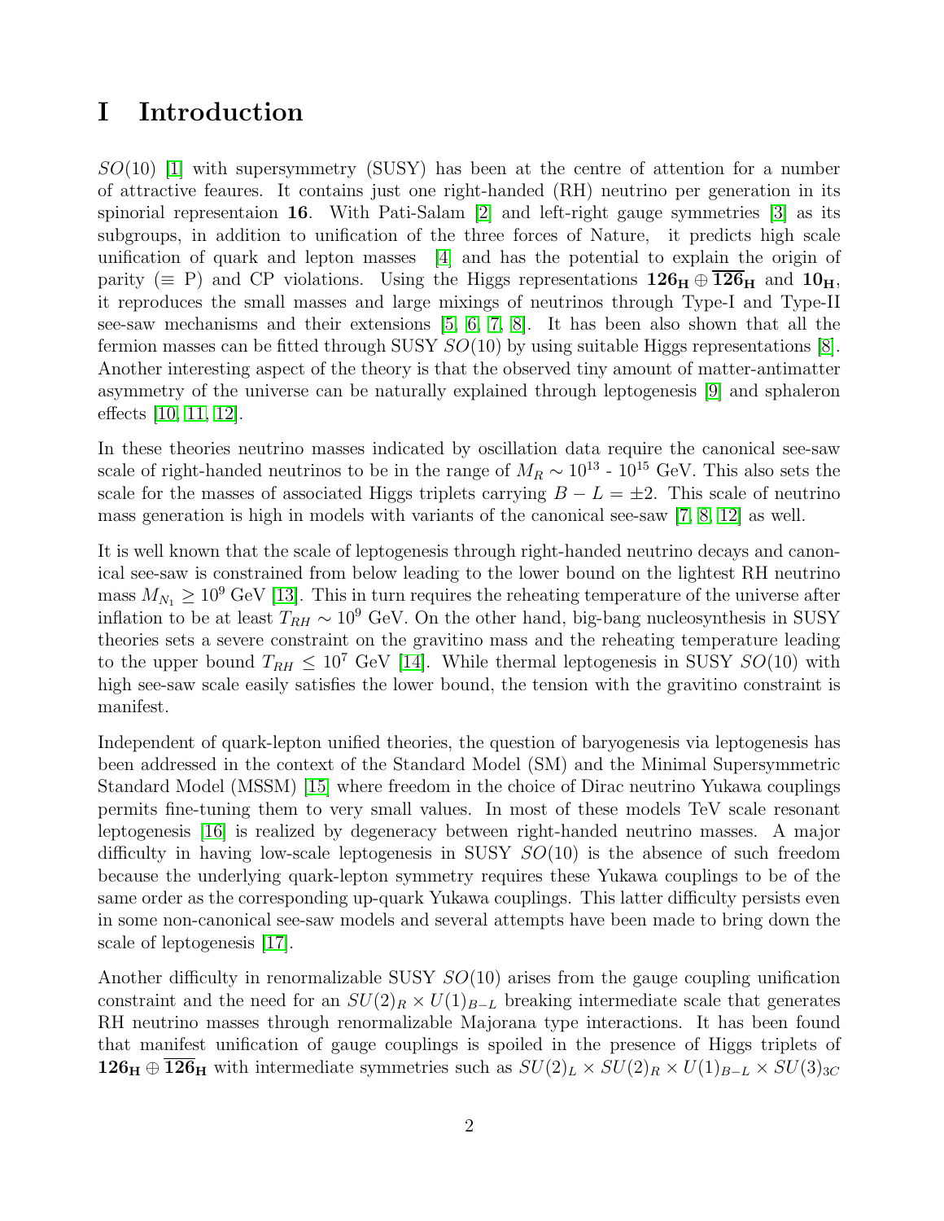# I Introduction

$SO(10)$ [1] with supersymmetry (SUSY) has been at the centre of attention for a number of attractive feaures. It contains just one right-handed (RH) neutrino per generation in its spinorial representaion **16**. With Pati-Salam [2] and left-right gauge symmetries [3] as its subgroups, in addition to unification of the three forces of Nature, it predicts high scale unification of quark and lepton masses [4] and has the potential to explain the origin of parity ($\equiv$ P) and CP violations. Using the Higgs representations $\mathbf{126_H} \oplus \mathbf{\overline{126}_H}$ and $\mathbf{10_H}$, it reproduces the small masses and large mixings of neutrinos through Type-I and Type-II see-saw mechanisms and their extensions [5, 6, 7, 8]. It has been also shown that all the fermion masses can be fitted through SUSY $SO(10)$ by using suitable Higgs representations [8]. Another interesting aspect of the theory is that the observed tiny amount of matter-antimatter asymmetry of the universe can be naturally explained through leptogenesis [9] and sphaleron effects [10, 11, 12].

In these theories neutrino masses indicated by oscillation data require the canonical see-saw scale of right-handed neutrinos to be in the range of $M_R \sim 10^{13}$ - $10^{15}$ GeV. This also sets the scale for the masses of associated Higgs triplets carrying $B - L = \pm 2$. This scale of neutrino mass generation is high in models with variants of the canonical see-saw [7, 8, 12] as well.

It is well known that the scale of leptogenesis through right-handed neutrino decays and canonical see-saw is constrained from below leading to the lower bound on the lightest RH neutrino mass $M_{N_1} \geq 10^9$ GeV [13]. This in turn requires the reheating temperature of the universe after inflation to be at least $T_{RH} \sim 10^9$ GeV. On the other hand, big-bang nucleosynthesis in SUSY theories sets a severe constraint on the gravitino mass and the reheating temperature leading to the upper bound $T_{RH} \leq 10^7$ GeV [14]. While thermal leptogenesis in SUSY $SO(10)$ with high see-saw scale easily satisfies the lower bound, the tension with the gravitino constraint is manifest.

Independent of quark-lepton unified theories, the question of baryogenesis via leptogenesis has been addressed in the context of the Standard Model (SM) and the Minimal Supersymmetric Standard Model (MSSM) [15] where freedom in the choice of Dirac neutrino Yukawa couplings permits fine-tuning them to very small values. In most of these models TeV scale resonant leptogenesis [16] is realized by degeneracy between right-handed neutrino masses. A major difficulty in having low-scale leptogenesis in SUSY $SO(10)$ is the absence of such freedom because the underlying quark-lepton symmetry requires these Yukawa couplings to be of the same order as the corresponding up-quark Yukawa couplings. This latter difficulty persists even in some non-canonical see-saw models and several attempts have been made to bring down the scale of leptogenesis [17].

Another difficulty in renormalizable SUSY $SO(10)$ arises from the gauge coupling unification constraint and the need for an $SU(2)_R \times U(1)_{B-L}$ breaking intermediate scale that generates RH neutrino masses through renormalizable Majorana type interactions. It has been found that manifest unification of gauge couplings is spoiled in the presence of Higgs triplets of $\mathbf{126_H} \oplus \mathbf{\overline{126}_H}$ with intermediate symmetries such as $SU(2)_L \times SU(2)_R \times U(1)_{B-L} \times SU(3)_{3C}$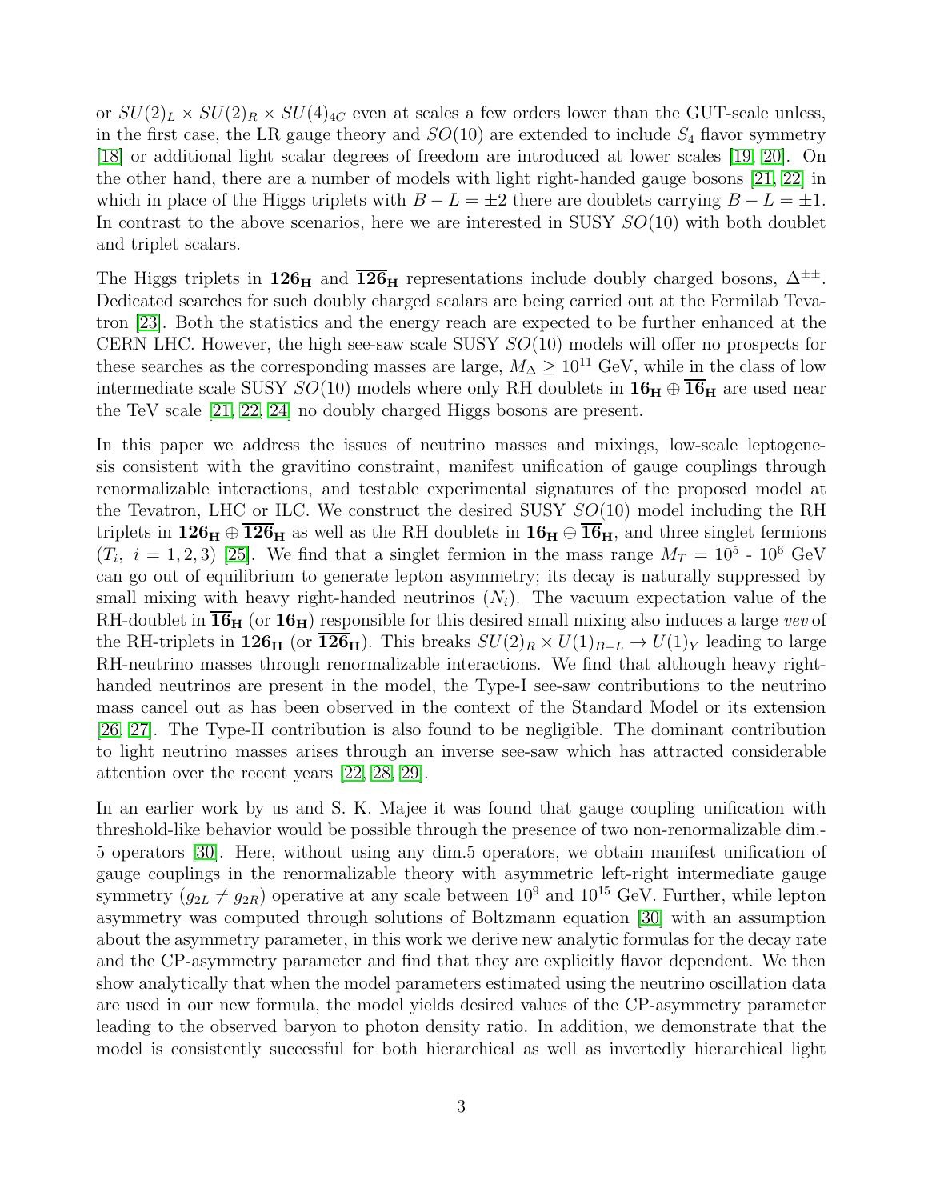or $SU(2)_L \times SU(2)_R \times SU(4)_{4C}$ even at scales a few orders lower than the GUT-scale unless, in the first case, the LR gauge theory and $SO(10)$ are extended to include $S_4$ flavor symmetry [18] or additional light scalar degrees of freedom are introduced at lower scales [19, 20]. On the other hand, there are a number of models with light right-handed gauge bosons [21, 22] in which in place of the Higgs triplets with $B - L = \pm 2$ there are doublets carrying $B - L = \pm 1$. In contrast to the above scenarios, here we are interested in SUSY $SO(10)$ with both doublet and triplet scalars.

The Higgs triplets in $\mathbf{126_H}$ and $\overline{\mathbf{126}}_\mathbf{H}$ representations include doubly charged bosons, $\Delta^{\pm\pm}$. Dedicated searches for such doubly charged scalars are being carried out at the Fermilab Tevatron [23]. Both the statistics and the energy reach are expected to be further enhanced at the CERN LHC. However, the high see-saw scale SUSY $SO(10)$ models will offer no prospects for these searches as the corresponding masses are large, $M_\Delta \geq 10^{11}$ GeV, while in the class of low intermediate scale SUSY $SO(10)$ models where only RH doublets in $\mathbf{16_H} \oplus \overline{\mathbf{16}}_\mathbf{H}$ are used near the TeV scale [21, 22, 24] no doubly charged Higgs bosons are present.

In this paper we address the issues of neutrino masses and mixings, low-scale leptogenesis consistent with the gravitino constraint, manifest unification of gauge couplings through renormalizable interactions, and testable experimental signatures of the proposed model at the Tevatron, LHC or ILC. We construct the desired SUSY $SO(10)$ model including the RH triplets in $\mathbf{126_H} \oplus \overline{\mathbf{126}}_\mathbf{H}$ as well as the RH doublets in $\mathbf{16_H} \oplus \overline{\mathbf{16}}_\mathbf{H}$, and three singlet fermions ($T_i,\ i = 1, 2, 3$) [25]. We find that a singlet fermion in the mass range $M_T = 10^5$ - $10^6$ GeV can go out of equilibrium to generate lepton asymmetry; its decay is naturally suppressed by small mixing with heavy right-handed neutrinos ($N_i$). The vacuum expectation value of the RH-doublet in $\overline{\mathbf{16}}_\mathbf{H}$ (or $\mathbf{16_H}$) responsible for this desired small mixing also induces a large *vev* of the RH-triplets in $\mathbf{126_H}$ (or $\overline{\mathbf{126}}_\mathbf{H}$). This breaks $SU(2)_R \times U(1)_{B-L} \to U(1)_Y$ leading to large RH-neutrino masses through renormalizable interactions. We find that although heavy right-handed neutrinos are present in the model, the Type-I see-saw contributions to the neutrino mass cancel out as has been observed in the context of the Standard Model or its extension [26, 27]. The Type-II contribution is also found to be negligible. The dominant contribution to light neutrino masses arises through an inverse see-saw which has attracted considerable attention over the recent years [22, 28, 29].

In an earlier work by us and S. K. Majee it was found that gauge coupling unification with threshold-like behavior would be possible through the presence of two non-renormalizable dim.-5 operators [30]. Here, without using any dim.5 operators, we obtain manifest unification of gauge couplings in the renormalizable theory with asymmetric left-right intermediate gauge symmetry ($g_{2L} \neq g_{2R}$) operative at any scale between $10^9$ and $10^{15}$ GeV. Further, while lepton asymmetry was computed through solutions of Boltzmann equation [30] with an assumption about the asymmetry parameter, in this work we derive new analytic formulas for the decay rate and the CP-asymmetry parameter and find that they are explicitly flavor dependent. We then show analytically that when the model parameters estimated using the neutrino oscillation data are used in our new formula, the model yields desired values of the CP-asymmetry parameter leading to the observed baryon to photon density ratio. In addition, we demonstrate that the model is consistently successful for both hierarchical as well as invertedly hierarchical light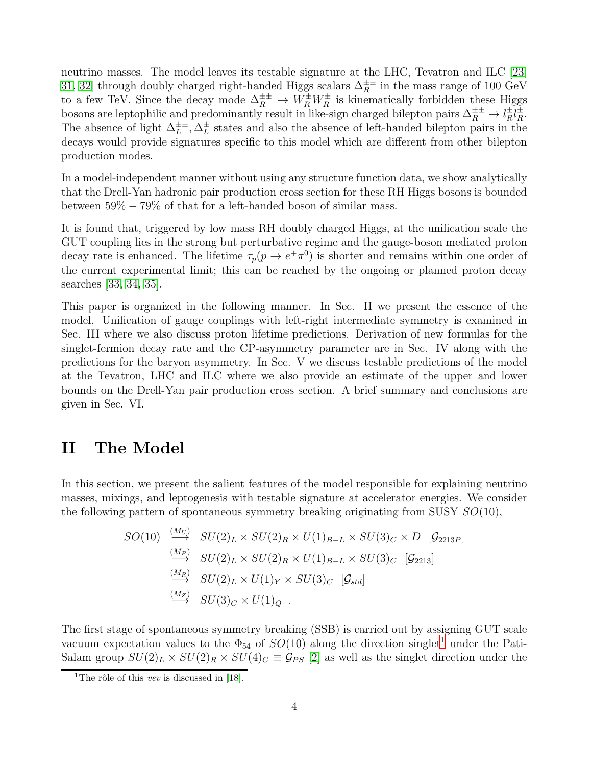neutrino masses. The model leaves its testable signature at the LHC, Tevatron and ILC [23, 31, 32] through doubly charged right-handed Higgs scalars $\Delta_R^{\pm\pm}$ in the mass range of 100 GeV to a few TeV. Since the decay mode $\Delta_R^{\pm\pm} \to W_R^{\pm} W_R^{\pm}$ is kinematically forbidden these Higgs bosons are leptophilic and predominantly result in like-sign charged bilepton pairs $\Delta_R^{\pm\pm} \to l_R^{\pm} l_R^{\pm}$. The absence of light $\Delta_L^{\pm\pm}, \Delta_L^{\pm}$ states and also the absence of left-handed bilepton pairs in the decays would provide signatures specific to this model which are different from other bilepton production modes.

In a model-independent manner without using any structure function data, we show analytically that the Drell-Yan hadronic pair production cross section for these RH Higgs bosons is bounded between $59\% - 79\%$ of that for a left-handed boson of similar mass.

It is found that, triggered by low mass RH doubly charged Higgs, at the unification scale the GUT coupling lies in the strong but perturbative regime and the gauge-boson mediated proton decay rate is enhanced. The lifetime $\tau_p(p \to e^+\pi^0)$ is shorter and remains within one order of the current experimental limit; this can be reached by the ongoing or planned proton decay searches [33, 34, 35].

This paper is organized in the following manner. In Sec. II we present the essence of the model. Unification of gauge couplings with left-right intermediate symmetry is examined in Sec. III where we also discuss proton lifetime predictions. Derivation of new formulas for the singlet-fermion decay rate and the CP-asymmetry parameter are in Sec. IV along with the predictions for the baryon asymmetry. In Sec. V we discuss testable predictions of the model at the Tevatron, LHC and ILC where we also provide an estimate of the upper and lower bounds on the Drell-Yan pair production cross section. A brief summary and conclusions are given in Sec. VI.

# II The Model

In this section, we present the salient features of the model responsible for explaining neutrino masses, mixings, and leptogenesis with testable signature at accelerator energies. We consider the following pattern of spontaneous symmetry breaking originating from SUSY $SO(10)$,

$$
\begin{aligned}
SO(10) &\stackrel{(M_U)}{\longrightarrow} SU(2)_L \times SU(2)_R \times U(1)_{B-L} \times SU(3)_C \times D \;\; [\mathcal{G}_{2213P}] \\
&\stackrel{(M_P)}{\longrightarrow} SU(2)_L \times SU(2)_R \times U(1)_{B-L} \times SU(3)_C \;\; [\mathcal{G}_{2213}] \\
&\stackrel{(M_R)}{\longrightarrow} SU(2)_L \times U(1)_Y \times SU(3)_C \;\; [\mathcal{G}_{std}] \\
&\stackrel{(M_Z)}{\longrightarrow} SU(3)_C \times U(1)_Q \;\; .
\end{aligned}
$$

The first stage of spontaneous symmetry breaking (SSB) is carried out by assigning GUT scale vacuum expectation values to the $\Phi_{54}$ of $SO(10)$ along the direction singlet[1] under the Pati-Salam group $SU(2)_L \times SU(2)_R \times SU(4)_C \equiv \mathcal{G}_{PS}$ [2] as well as the singlet direction under the

[1] The rôle of this *vev* is discussed in [18].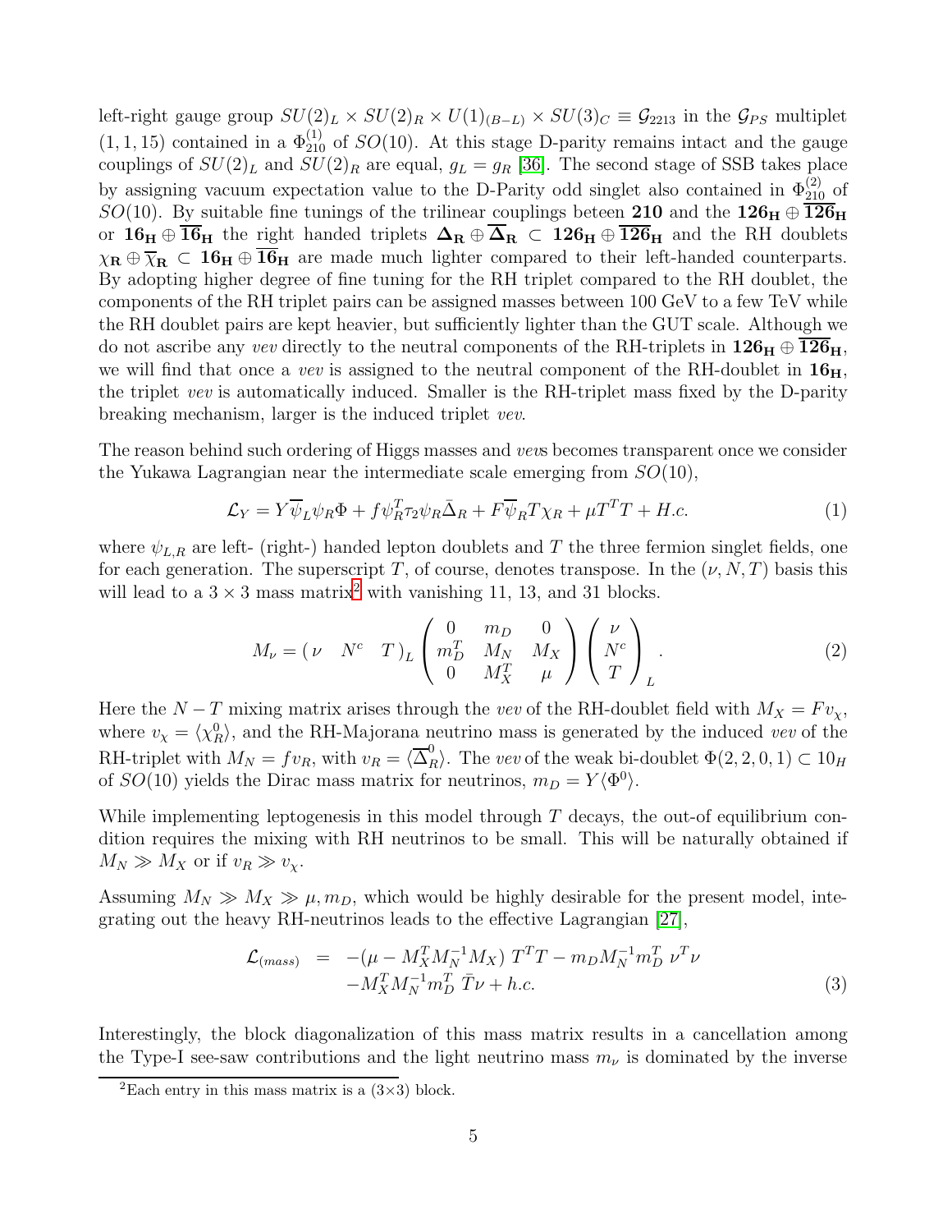left-right gauge group $SU(2)_L \times SU(2)_R \times U(1)_{(B-L)} \times SU(3)_C \equiv \mathcal{G}_{2213}$ in the $\mathcal{G}_{PS}$ multiplet $(1, 1, 15)$ contained in a $\Phi^{(1)}_{210}$ of $SO(10)$. At this stage D-parity remains intact and the gauge couplings of $SU(2)_L$ and $SU(2)_R$ are equal, $g_L = g_R$ [36]. The second stage of SSB takes place by assigning vacuum expectation value to the D-Parity odd singlet also contained in $\Phi^{(2)}_{210}$ of $SO(10)$. By suitable fine tunings of the trilinear couplings beteen **210** and the $\mathbf{126_H} \oplus \overline{\mathbf{126}}_\mathbf{H}$ or $\mathbf{16_H} \oplus \overline{\mathbf{16}}_\mathbf{H}$ the right handed triplets $\mathbf{\Delta_R} \oplus \overline{\mathbf{\Delta}}_\mathbf{R} \subset \mathbf{126_H} \oplus \overline{\mathbf{126}}_\mathbf{H}$ and the RH doublets $\chi_\mathbf{R} \oplus \overline{\chi}_\mathbf{R} \subset \mathbf{16_H} \oplus \overline{\mathbf{16}}_\mathbf{H}$ are made much lighter compared to their left-handed counterparts. By adopting higher degree of fine tuning for the RH triplet compared to the RH doublet, the components of the RH triplet pairs can be assigned masses between 100 GeV to a few TeV while the RH doublet pairs are kept heavier, but sufficiently lighter than the GUT scale. Although we do not ascribe any *vev* directly to the neutral components of the RH-triplets in $\mathbf{126_H} \oplus \overline{\mathbf{126}}_\mathbf{H}$, we will find that once a *vev* is assigned to the neutral component of the RH-doublet in $\mathbf{16_H}$, the triplet *vev* is automatically induced. Smaller is the RH-triplet mass fixed by the D-parity breaking mechanism, larger is the induced triplet *vev*.

The reason behind such ordering of Higgs masses and *vev*s becomes transparent once we consider the Yukawa Lagrangian near the intermediate scale emerging from $SO(10)$,

$$\mathcal{L}_Y = Y\overline{\psi}_L\psi_R\Phi + f\psi_R^T\tau_2\psi_R\bar{\Delta}_R + F\overline{\psi}_R T\chi_R + \mu T^T T + H.c. \tag{1}$$

where $\psi_{L,R}$ are left- (right-) handed lepton doublets and $T$ the three fermion singlet fields, one for each generation. The superscript $T$, of course, denotes transpose. In the $(\nu, N, T)$ basis this will lead to a $3 \times 3$ mass matrix[2] with vanishing 11, 13, and 31 blocks.

$$M_\nu = (\, \nu \quad N^c \quad T\,)_L \begin{pmatrix} 0 & m_D & 0 \\ m_D^T & M_N & M_X \\ 0 & M_X^T & \mu \end{pmatrix} \begin{pmatrix} \nu \\ N^c \\ T \end{pmatrix}_L . \tag{2}$$

Here the $N-T$ mixing matrix arises through the *vev* of the RH-doublet field with $M_X = Fv_\chi$, where $v_\chi = \langle \chi_R^0 \rangle$, and the RH-Majorana neutrino mass is generated by the induced *vev* of the RH-triplet with $M_N = fv_R$, with $v_R = \langle \overline{\Delta}_R^0 \rangle$. The *vev* of the weak bi-doublet $\Phi(2, 2, 0, 1) \subset 10_H$ of $SO(10)$ yields the Dirac mass matrix for neutrinos, $m_D = Y\langle \Phi^0 \rangle$.

While implementing leptogenesis in this model through $T$ decays, the out-of equilibrium condition requires the mixing with RH neutrinos to be small. This will be naturally obtained if $M_N \gg M_X$ or if $v_R \gg v_\chi$.

Assuming $M_N \gg M_X \gg \mu, m_D$, which would be highly desirable for the present model, integrating out the heavy RH-neutrinos leads to the effective Lagrangian [27],

$$\begin{aligned} \mathcal{L}_{(mass)} &= -(\mu - M_X^T M_N^{-1} M_X)\; T^T T - m_D M_N^{-1} m_D^T\; \nu^T \nu \\ &\quad - M_X^T M_N^{-1} m_D^T\; \bar{T}\nu + h.c. \end{aligned} \tag{3}$$

Interestingly, the block diagonalization of this mass matrix results in a cancellation among the Type-I see-saw contributions and the light neutrino mass $m_\nu$ is dominated by the inverse

[2] Each entry in this mass matrix is a $(3{\times}3)$ block.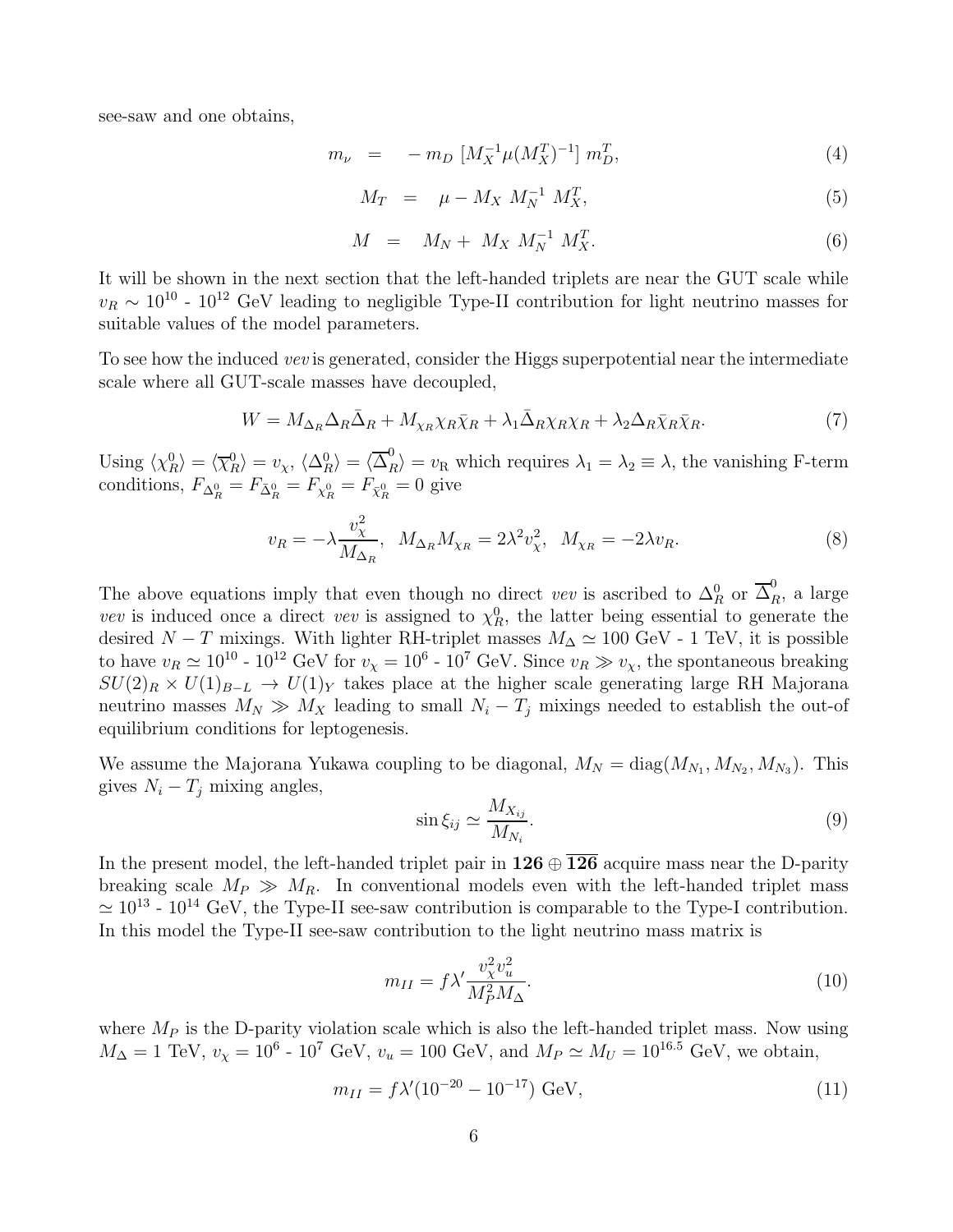see-saw and one obtains,

$$m_\nu \;=\; -\, m_D\ [M_X^{-1} \mu (M_X^T)^{-1}]\ m_D^T, \tag{4}$$

$$M_T \;=\; \mu - M_X\ M_N^{-1}\ M_X^T, \tag{5}$$

$$M \;=\; M_N +\ M_X\ M_N^{-1}\ M_X^T. \tag{6}$$

It will be shown in the next section that the left-handed triplets are near the GUT scale while $v_R \sim 10^{10}$ - $10^{12}$ GeV leading to negligible Type-II contribution for light neutrino masses for suitable values of the model parameters.

To see how the induced *vev* is generated, consider the Higgs superpotential near the intermediate scale where all GUT-scale masses have decoupled,

$$W = M_{\Delta_R} \Delta_R \bar{\Delta}_R + M_{\chi_R} \chi_R \bar{\chi}_R + \lambda_1 \bar{\Delta}_R \chi_R \chi_R + \lambda_2 \Delta_R \bar{\chi}_R \bar{\chi}_R. \tag{7}$$

Using $\langle \chi_R^0 \rangle = \langle \overline{\chi}_R^0 \rangle = v_\chi$, $\langle \Delta_R^0 \rangle = \langle \overline{\Delta}_R^0 \rangle = v_{\rm R}$ which requires $\lambda_1 = \lambda_2 \equiv \lambda$, the vanishing F-term conditions, $F_{\Delta_R^0} = F_{\bar{\Delta}_R^0} = F_{\chi_R^0} = F_{\bar{\chi}_R^0} = 0$ give

$$v_R = -\lambda \frac{v_\chi^2}{M_{\Delta_R}}, \quad M_{\Delta_R} M_{\chi_R} = 2\lambda^2 v_\chi^2, \quad M_{\chi_R} = -2\lambda v_R. \tag{8}$$

The above equations imply that even though no direct *vev* is ascribed to $\Delta_R^0$ or $\overline{\Delta}_R^0$, a large *vev* is induced once a direct *vev* is assigned to $\chi_R^0$, the latter being essential to generate the desired $N - T$ mixings. With lighter RH-triplet masses $M_\Delta \simeq 100$ GeV - 1 TeV, it is possible to have $v_R \simeq 10^{10}$ - $10^{12}$ GeV for $v_\chi = 10^6$ - $10^7$ GeV. Since $v_R \gg v_\chi$, the spontaneous breaking $SU(2)_R \times U(1)_{B-L} \to U(1)_Y$ takes place at the higher scale generating large RH Majorana neutrino masses $M_N \gg M_X$ leading to small $N_i - T_j$ mixings needed to establish the out-of equilibrium conditions for leptogenesis.

We assume the Majorana Yukawa coupling to be diagonal, $M_N = \mathrm{diag}(M_{N_1}, M_{N_2}, M_{N_3})$. This gives $N_i - T_j$ mixing angles,

$$\sin \xi_{ij} \simeq \frac{M_{X_{ij}}}{M_{N_i}}. \tag{9}$$

In the present model, the left-handed triplet pair in $\mathbf{126} \oplus \overline{\mathbf{126}}$ acquire mass near the D-parity breaking scale $M_P \gg M_R$. In conventional models even with the left-handed triplet mass $\simeq 10^{13}$ - $10^{14}$ GeV, the Type-II see-saw contribution is comparable to the Type-I contribution. In this model the Type-II see-saw contribution to the light neutrino mass matrix is

$$m_{II} = f \lambda' \frac{v_\chi^2 v_u^2}{M_P^2 M_\Delta}. \tag{10}$$

where $M_P$ is the D-parity violation scale which is also the left-handed triplet mass. Now using $M_\Delta = 1$ TeV, $v_\chi = 10^6$ - $10^7$ GeV, $v_u = 100$ GeV, and $M_P \simeq M_U = 10^{16.5}$ GeV, we obtain,

$$m_{II} = f \lambda' (10^{-20} - 10^{-17})\ \mathrm{GeV}, \tag{11}$$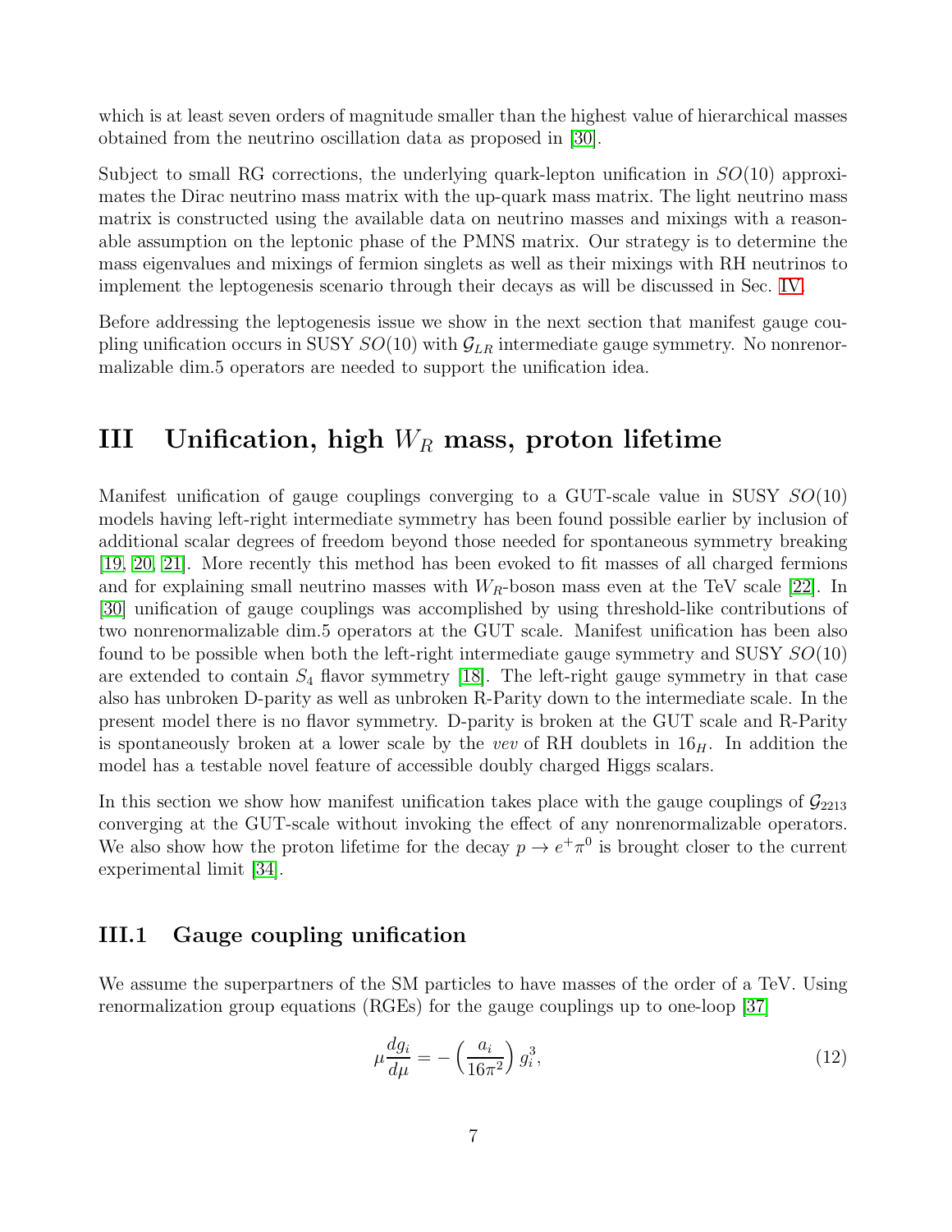which is at least seven orders of magnitude smaller than the highest value of hierarchical masses obtained from the neutrino oscillation data as proposed in [30].

Subject to small RG corrections, the underlying quark-lepton unification in $SO(10)$ approximates the Dirac neutrino mass matrix with the up-quark mass matrix. The light neutrino mass matrix is constructed using the available data on neutrino masses and mixings with a reasonable assumption on the leptonic phase of the PMNS matrix. Our strategy is to determine the mass eigenvalues and mixings of fermion singlets as well as their mixings with RH neutrinos to implement the leptogenesis scenario through their decays as will be discussed in Sec. IV.

Before addressing the leptogenesis issue we show in the next section that manifest gauge coupling unification occurs in SUSY $SO(10)$ with $\mathcal{G}_{LR}$ intermediate gauge symmetry. No nonrenormalizable dim.5 operators are needed to support the unification idea.

# III Unification, high $W_R$ mass, proton lifetime

Manifest unification of gauge couplings converging to a GUT-scale value in SUSY $SO(10)$ models having left-right intermediate symmetry has been found possible earlier by inclusion of additional scalar degrees of freedom beyond those needed for spontaneous symmetry breaking [19, 20, 21]. More recently this method has been evoked to fit masses of all charged fermions and for explaining small neutrino masses with $W_R$-boson mass even at the TeV scale [22]. In [30] unification of gauge couplings was accomplished by using threshold-like contributions of two nonrenormalizable dim.5 operators at the GUT scale. Manifest unification has been also found to be possible when both the left-right intermediate gauge symmetry and SUSY $SO(10)$ are extended to contain $S_4$ flavor symmetry [18]. The left-right gauge symmetry in that case also has unbroken D-parity as well as unbroken R-Parity down to the intermediate scale. In the present model there is no flavor symmetry. D-parity is broken at the GUT scale and R-Parity is spontaneously broken at a lower scale by the *vev* of RH doublets in $16_H$. In addition the model has a testable novel feature of accessible doubly charged Higgs scalars.

In this section we show how manifest unification takes place with the gauge couplings of $\mathcal{G}_{2213}$ converging at the GUT-scale without invoking the effect of any nonrenormalizable operators. We also show how the proton lifetime for the decay $p \to e^+\pi^0$ is brought closer to the current experimental limit [34].

## III.1 Gauge coupling unification

We assume the superpartners of the SM particles to have masses of the order of a TeV. Using renormalization group equations (RGEs) for the gauge couplings up to one-loop [37]

$$\mu \frac{dg_i}{d\mu} = -\left(\frac{a_i}{16\pi^2}\right) g_i^3, \tag{12}$$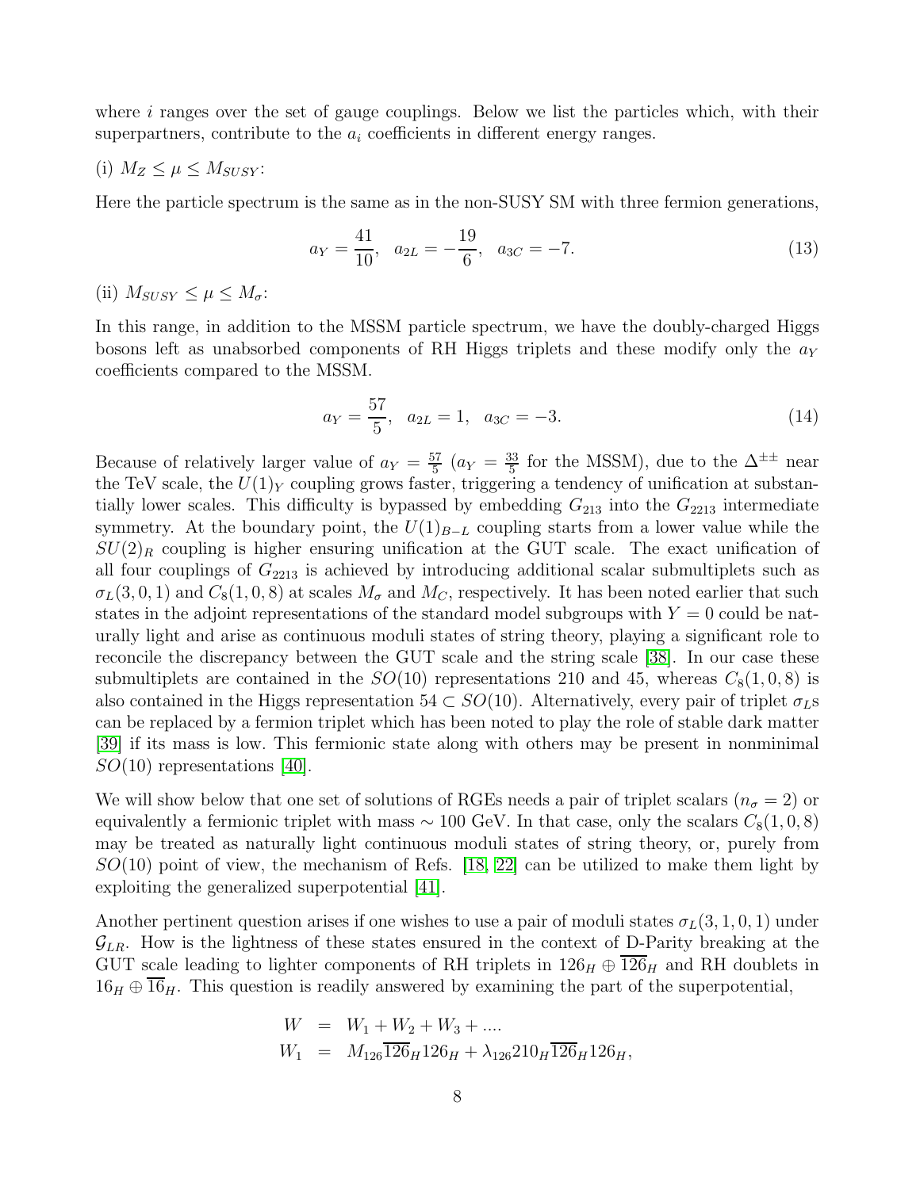where $i$ ranges over the set of gauge couplings. Below we list the particles which, with their superpartners, contribute to the $a_i$ coefficients in different energy ranges.

(i) $M_Z \leq \mu \leq M_{SUSY}$:

Here the particle spectrum is the same as in the non-SUSY SM with three fermion generations,

$$a_Y = \frac{41}{10}, \quad a_{2L} = -\frac{19}{6}, \quad a_{3C} = -7. \tag{13}$$

(ii) $M_{SUSY} \leq \mu \leq M_\sigma$:

In this range, in addition to the MSSM particle spectrum, we have the doubly-charged Higgs bosons left as unabsorbed components of RH Higgs triplets and these modify only the $a_Y$ coefficients compared to the MSSM.

$$a_Y = \frac{57}{5}, \quad a_{2L} = 1, \quad a_{3C} = -3. \tag{14}$$

Because of relatively larger value of $a_Y = \frac{57}{5}$ ($a_Y = \frac{33}{5}$ for the MSSM), due to the $\Delta^{\pm\pm}$ near the TeV scale, the $U(1)_Y$ coupling grows faster, triggering a tendency of unification at substantially lower scales. This difficulty is bypassed by embedding $G_{213}$ into the $G_{2213}$ intermediate symmetry. At the boundary point, the $U(1)_{B-L}$ coupling starts from a lower value while the $SU(2)_R$ coupling is higher ensuring unification at the GUT scale. The exact unification of all four couplings of $G_{2213}$ is achieved by introducing additional scalar submultiplets such as $\sigma_L(3,0,1)$ and $C_8(1,0,8)$ at scales $M_\sigma$ and $M_C$, respectively. It has been noted earlier that such states in the adjoint representations of the standard model subgroups with $Y = 0$ could be naturally light and arise as continuous moduli states of string theory, playing a significant role to reconcile the discrepancy between the GUT scale and the string scale [38]. In our case these submultiplets are contained in the $SO(10)$ representations 210 and 45, whereas $C_8(1,0,8)$ is also contained in the Higgs representation $54 \subset SO(10)$. Alternatively, every pair of triplet $\sigma_L$s can be replaced by a fermion triplet which has been noted to play the role of stable dark matter [39] if its mass is low. This fermionic state along with others may be present in nonminimal $SO(10)$ representations [40].

We will show below that one set of solutions of RGEs needs a pair of triplet scalars ($n_\sigma = 2$) or equivalently a fermionic triplet with mass $\sim 100$ GeV. In that case, only the scalars $C_8(1,0,8)$ may be treated as naturally light continuous moduli states of string theory, or, purely from $SO(10)$ point of view, the mechanism of Refs. [18, 22] can be utilized to make them light by exploiting the generalized superpotential [41].

Another pertinent question arises if one wishes to use a pair of moduli states $\sigma_L(3,1,0,1)$ under $\mathcal{G}_{LR}$. How is the lightness of these states ensured in the context of D-Parity breaking at the GUT scale leading to lighter components of RH triplets in $126_H \oplus \overline{126}_H$ and RH doublets in $16_H \oplus \overline{16}_H$. This question is readily answered by examining the part of the superpotential,

$$\begin{aligned} W &= W_1 + W_2 + W_3 + .... \\ W_1 &= M_{126}\overline{126}_H 126_H + \lambda_{126} 210_H \overline{126}_H 126_H, \end{aligned}$$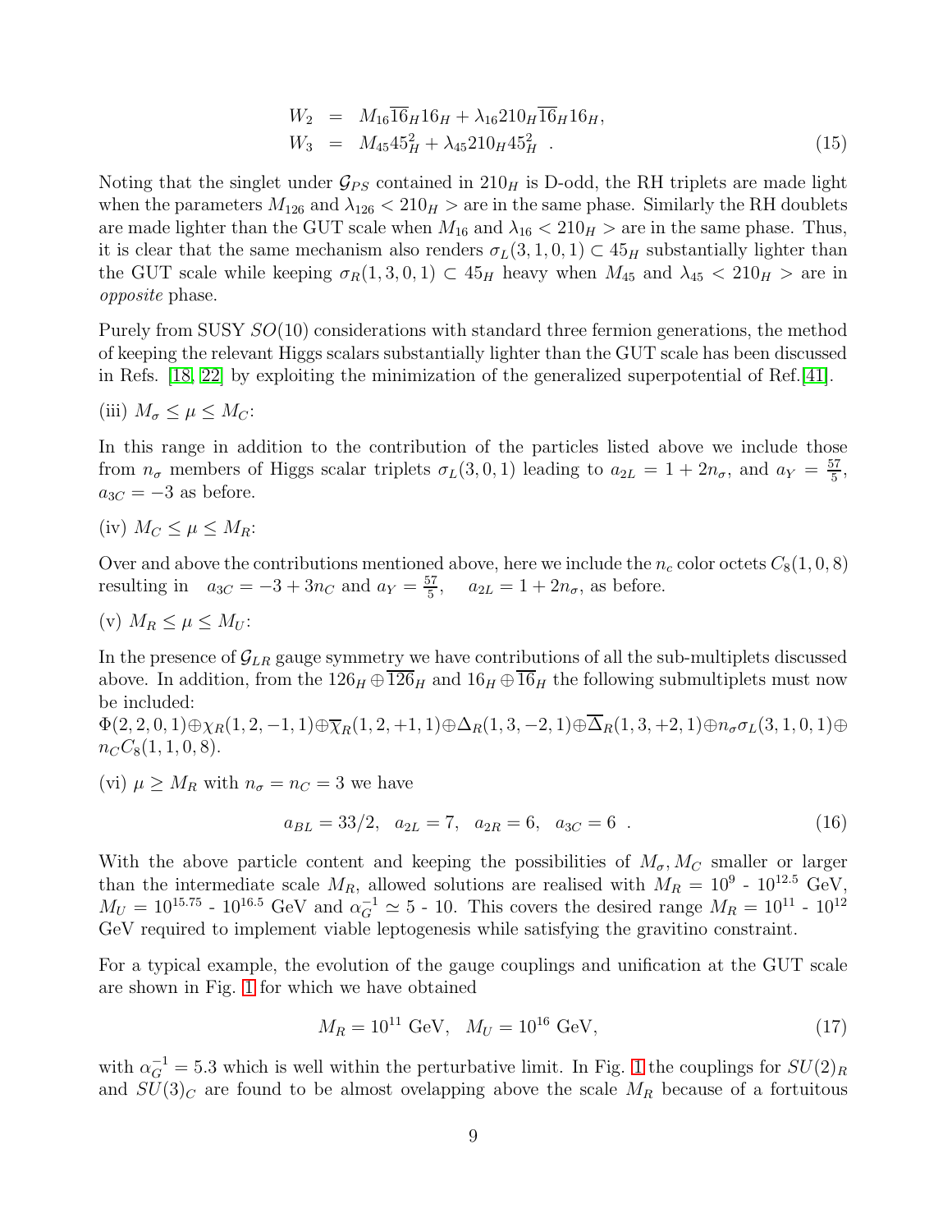$$
\begin{aligned}
W_2 &= M_{16}\overline{16}_H 16_H + \lambda_{16} 210_H \overline{16}_H 16_H, \\
W_3 &= M_{45} 45_H^2 + \lambda_{45} 210_H 45_H^2 \ .
\end{aligned} \tag{15}
$$

Noting that the singlet under $\mathcal{G}_{PS}$ contained in $210_H$ is D-odd, the RH triplets are made light when the parameters $M_{126}$ and $\lambda_{126} < 210_H >$ are in the same phase. Similarly the RH doublets are made lighter than the GUT scale when $M_{16}$ and $\lambda_{16} < 210_H >$ are in the same phase. Thus, it is clear that the same mechanism also renders $\sigma_L(3,1,0,1) \subset 45_H$ substantially lighter than the GUT scale while keeping $\sigma_R(1,3,0,1) \subset 45_H$ heavy when $M_{45}$ and $\lambda_{45} < 210_H >$ are in *opposite* phase.

Purely from SUSY $SO(10)$ considerations with standard three fermion generations, the method of keeping the relevant Higgs scalars substantially lighter than the GUT scale has been discussed in Refs. [18, 22] by exploiting the minimization of the generalized superpotential of Ref.[41].

(iii) $M_\sigma \leq \mu \leq M_C$:

In this range in addition to the contribution of the particles listed above we include those from $n_\sigma$ members of Higgs scalar triplets $\sigma_L(3,0,1)$ leading to $a_{2L} = 1 + 2n_\sigma$, and $a_Y = \frac{57}{5}$, $a_{3C} = -3$ as before.

(iv) $M_C \leq \mu \leq M_R$:

Over and above the contributions mentioned above, here we include the $n_c$ color octets $C_8(1,0,8)$ resulting in $a_{3C} = -3 + 3n_C$ and $a_Y = \frac{57}{5}$, $a_{2L} = 1 + 2n_\sigma$, as before.

(v) $M_R \leq \mu \leq M_U$:

In the presence of $\mathcal{G}_{LR}$ gauge symmetry we have contributions of all the sub-multiplets discussed above. In addition, from the $126_H \oplus \overline{126}_H$ and $16_H \oplus \overline{16}_H$ the following submultiplets must now be included:
$\Phi(2,2,0,1) \oplus \chi_R(1,2,-1,1) \oplus \overline{\chi}_R(1,2,+1,1) \oplus \Delta_R(1,3,-2,1) \oplus \overline{\Delta}_R(1,3,+2,1) \oplus n_\sigma \sigma_L(3,1,0,1) \oplus n_C C_8(1,1,0,8)$.

(vi) $\mu \geq M_R$ with $n_\sigma = n_C = 3$ we have

$$
a_{BL} = 33/2, \quad a_{2L} = 7, \quad a_{2R} = 6, \quad a_{3C} = 6 \ . \tag{16}
$$

With the above particle content and keeping the possibilities of $M_\sigma, M_C$ smaller or larger than the intermediate scale $M_R$, allowed solutions are realised with $M_R = 10^9$ - $10^{12.5}$ GeV, $M_U = 10^{15.75}$ - $10^{16.5}$ GeV and $\alpha_G^{-1} \simeq 5$ - $10$. This covers the desired range $M_R = 10^{11}$ - $10^{12}$ GeV required to implement viable leptogenesis while satisfying the gravitino constraint.

For a typical example, the evolution of the gauge couplings and unification at the GUT scale are shown in Fig. 1 for which we have obtained

$$
M_R = 10^{11} \text{ GeV}, \quad M_U = 10^{16} \text{ GeV}, \tag{17}
$$

with $\alpha_G^{-1} = 5.3$ which is well within the perturbative limit. In Fig. 1 the couplings for $SU(2)_R$ and $SU(3)_C$ are found to be almost ovelapping above the scale $M_R$ because of a fortuitous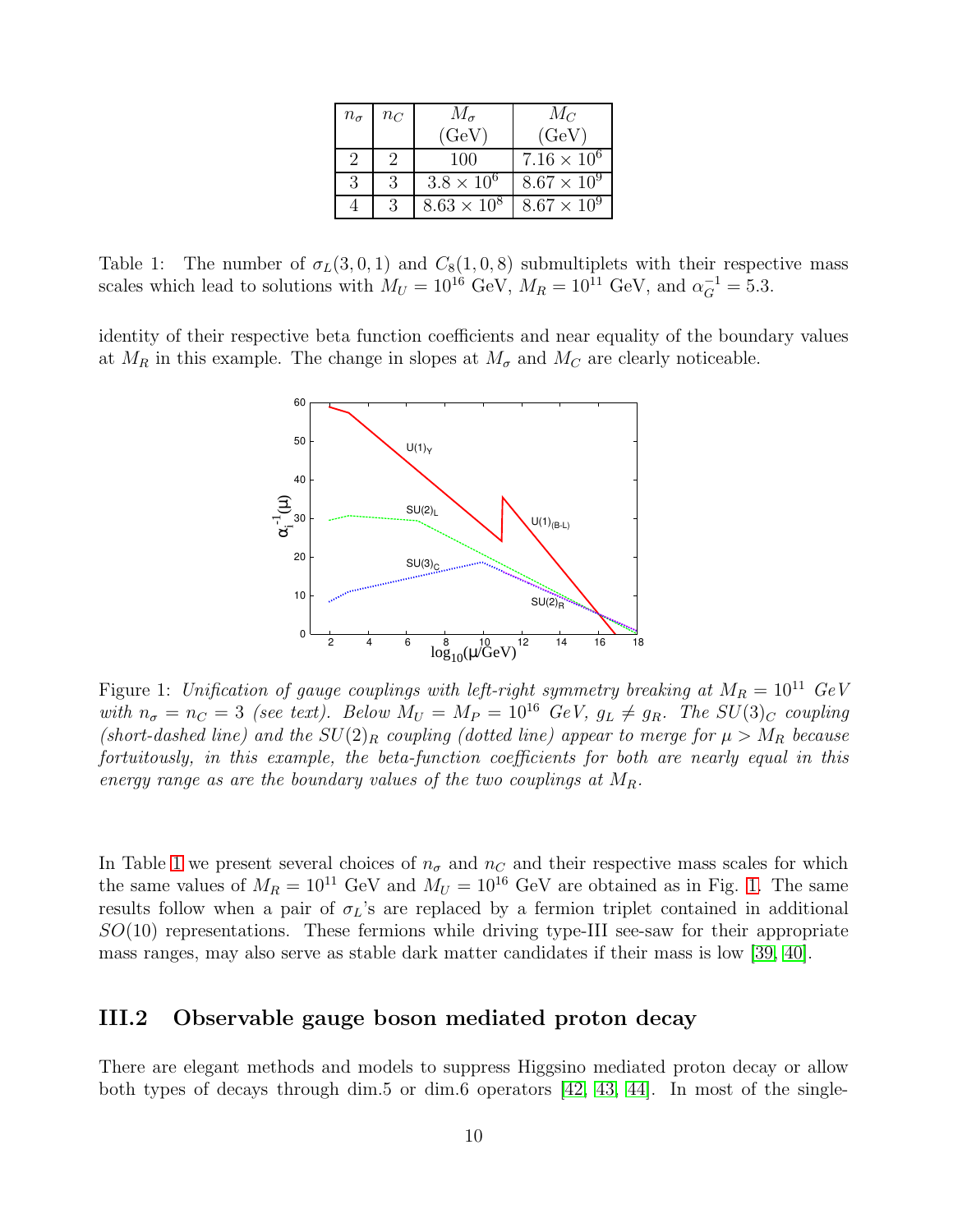| $n_\sigma$ | $n_C$ | $M_\sigma$ (GeV) | $M_C$ (GeV) |
|---|---|---|---|
| 2 | 2 | 100 | $7.16 \times 10^6$ |
| 3 | 3 | $3.8 \times 10^6$ | $8.67 \times 10^9$ |
| 4 | 3 | $8.63 \times 10^8$ | $8.67 \times 10^9$ |

Table 1: The number of $\sigma_L(3,0,1)$ and $C_8(1,0,8)$ submultiplets with their respective mass scales which lead to solutions with $M_U = 10^{16}$ GeV, $M_R = 10^{11}$ GeV, and $\alpha_G^{-1} = 5.3$.

identity of their respective beta function coefficients and near equality of the boundary values at $M_R$ in this example. The change in slopes at $M_\sigma$ and $M_C$ are clearly noticeable.

Figure 1: *Unification of gauge couplings with left-right symmetry breaking at $M_R = 10^{11}$ GeV with $n_\sigma = n_C = 3$ (see text). Below $M_U = M_P = 10^{16}$ GeV, $g_L \neq g_R$. The $SU(3)_C$ coupling (short-dashed line) and the $SU(2)_R$ coupling (dotted line) appear to merge for $\mu > M_R$ because fortuitously, in this example, the beta-function coefficients for both are nearly equal in this energy range as are the boundary values of the two couplings at $M_R$.*

In Table 1 we present several choices of $n_\sigma$ and $n_C$ and their respective mass scales for which the same values of $M_R = 10^{11}$ GeV and $M_U = 10^{16}$ GeV are obtained as in Fig. 1. The same results follow when a pair of $\sigma_L$'s are replaced by a fermion triplet contained in additional $SO(10)$ representations. These fermions while driving type-III see-saw for their appropriate mass ranges, may also serve as stable dark matter candidates if their mass is low [39, 40].

## III.2 Observable gauge boson mediated proton decay

There are elegant methods and models to suppress Higgsino mediated proton decay or allow both types of decays through dim.5 or dim.6 operators [42, 43, 44]. In most of the single-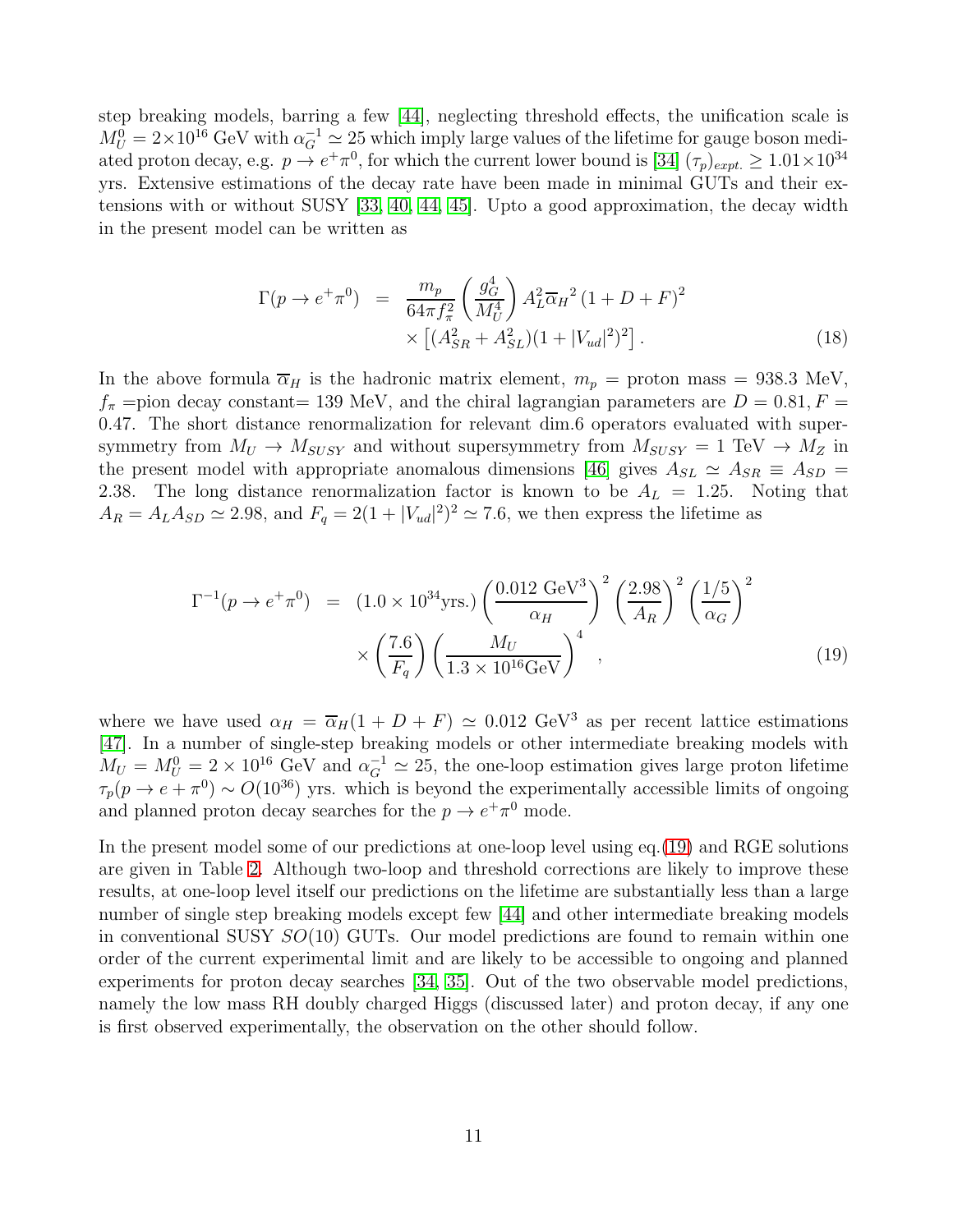step breaking models, barring a few [44], neglecting threshold effects, the unification scale is $M_U^0 = 2\times 10^{16}$ GeV with $\alpha_G^{-1} \simeq 25$ which imply large values of the lifetime for gauge boson mediated proton decay, e.g. $p \to e^+\pi^0$, for which the current lower bound is [34] $(\tau_p)_{expt.} \geq 1.01\times 10^{34}$ yrs. Extensive estimations of the decay rate have been made in minimal GUTs and their extensions with or without SUSY [33, 40, 44, 45]. Upto a good approximation, the decay width in the present model can be written as

$$\Gamma(p \to e^+\pi^0) = \frac{m_p}{64\pi f_\pi^2}\left(\frac{g_G^4}{M_U^4}\right) A_L^2 {\overline{\alpha}_H}^2 (1+D+F)^2 \times \left[(A_{SR}^2 + A_{SL}^2)(1+|V_{ud}|^2)^2\right]. \tag{18}$$

In the above formula $\overline{\alpha}_H$ is the hadronic matrix element, $m_p$ = proton mass = 938.3 MeV, $f_\pi$ =pion decay constant= 139 MeV, and the chiral lagrangian parameters are $D = 0.81, F = 0.47$. The short distance renormalization for relevant dim.6 operators evaluated with supersymmetry from $M_U \to M_{SUSY}$ and without supersymmetry from $M_{SUSY} = 1$ TeV $\to M_Z$ in the present model with appropriate anomalous dimensions [46] gives $A_{SL} \simeq A_{SR} \equiv A_{SD} = 2.38$. The long distance renormalization factor is known to be $A_L = 1.25$. Noting that $A_R = A_L A_{SD} \simeq 2.98$, and $F_q = 2(1+|V_{ud}|^2)^2 \simeq 7.6$, we then express the lifetime as

$$\Gamma^{-1}(p \to e^+\pi^0) = (1.0\times 10^{34}\text{yrs.})\left(\frac{0.012\ \text{GeV}^3}{\alpha_H}\right)^2\left(\frac{2.98}{A_R}\right)^2\left(\frac{1/5}{\alpha_G}\right)^2 \times \left(\frac{7.6}{F_q}\right)\left(\frac{M_U}{1.3\times 10^{16}\text{GeV}}\right)^4, \tag{19}$$

where we have used $\alpha_H = \overline{\alpha}_H(1+D+F) \simeq 0.012$ GeV$^3$ as per recent lattice estimations [47]. In a number of single-step breaking models or other intermediate breaking models with $M_U = M_U^0 = 2\times 10^{16}$ GeV and $\alpha_G^{-1} \simeq 25$, the one-loop estimation gives large proton lifetime $\tau_p(p \to e + \pi^0) \sim O(10^{36})$ yrs. which is beyond the experimentally accessible limits of ongoing and planned proton decay searches for the $p \to e^+\pi^0$ mode.

In the present model some of our predictions at one-loop level using eq.(19) and RGE solutions are given in Table 2. Although two-loop and threshold corrections are likely to improve these results, at one-loop level itself our predictions on the lifetime are substantially less than a large number of single step breaking models except few [44] and other intermediate breaking models in conventional SUSY $SO(10)$ GUTs. Our model predictions are found to remain within one order of the current experimental limit and are likely to be accessible to ongoing and planned experiments for proton decay searches [34, 35]. Out of the two observable model predictions, namely the low mass RH doubly charged Higgs (discussed later) and proton decay, if any one is first observed experimentally, the observation on the other should follow.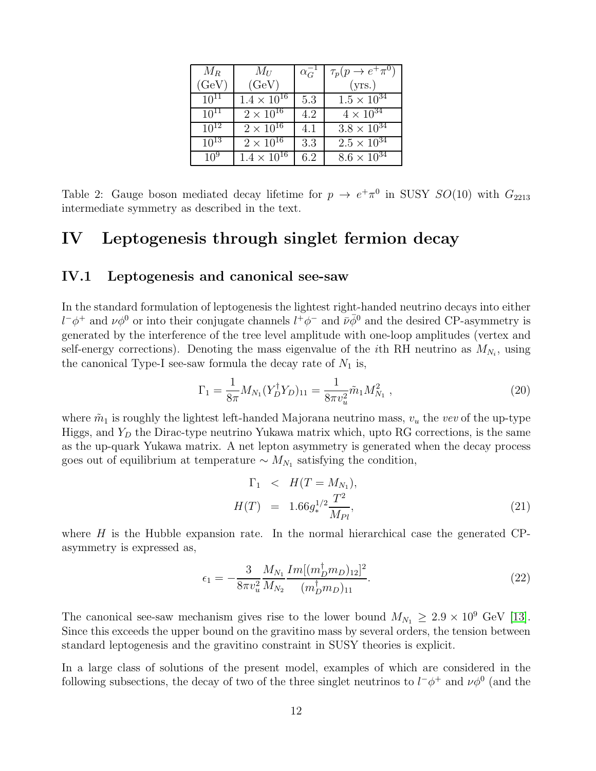| $M_R$ (GeV) | $M_U$ (GeV) | $\alpha_G^{-1}$ | $\tau_p(p \to e^+\pi^0)$ (yrs.) |
|---|---|---|---|
| $10^{11}$ | $1.4 \times 10^{16}$ | 5.3 | $1.5 \times 10^{34}$ |
| $10^{11}$ | $2 \times 10^{16}$ | 4.2 | $4 \times 10^{34}$ |
| $10^{12}$ | $2 \times 10^{16}$ | 4.1 | $3.8 \times 10^{34}$ |
| $10^{13}$ | $2 \times 10^{16}$ | 3.3 | $2.5 \times 10^{34}$ |
| $10^{9}$ | $1.4 \times 10^{16}$ | 6.2 | $8.6 \times 10^{34}$ |

Table 2: Gauge boson mediated decay lifetime for $p \to e^+\pi^0$ in SUSY $SO(10)$ with $G_{2213}$ intermediate symmetry as described in the text.

# IV Leptogenesis through singlet fermion decay

## IV.1 Leptogenesis and canonical see-saw

In the standard formulation of leptogenesis the lightest right-handed neutrino decays into either $l^-\phi^+$ and $\nu\phi^0$ or into their conjugate channels $l^+\phi^-$ and $\bar{\nu}\bar{\phi}^0$ and the desired CP-asymmetry is generated by the interference of the tree level amplitude with one-loop amplitudes (vertex and self-energy corrections). Denoting the mass eigenvalue of the $i$th RH neutrino as $M_{N_i}$, using the canonical Type-I see-saw formula the decay rate of $N_1$ is,

$$\Gamma_1 = \frac{1}{8\pi} M_{N_1} (Y_D^\dagger Y_D)_{11} = \frac{1}{8\pi v_u^2} \tilde{m}_1 M_{N_1}^2 \ , \tag{20}$$

where $\tilde{m}_1$ is roughly the lightest left-handed Majorana neutrino mass, $v_u$ the *vev* of the up-type Higgs, and $Y_D$ the Dirac-type neutrino Yukawa matrix which, upto RG corrections, is the same as the up-quark Yukawa matrix. A net lepton asymmetry is generated when the decay process goes out of equilibrium at temperature $\sim M_{N_1}$ satisfying the condition,

$$\begin{aligned} \Gamma_1 &< H(T = M_{N_1}), \\ H(T) &= 1.66 g_*^{1/2} \frac{T^2}{M_{Pl}}, \end{aligned} \tag{21}$$

where $H$ is the Hubble expansion rate. In the normal hierarchical case the generated CP-asymmetry is expressed as,

$$\epsilon_1 = -\frac{3}{8\pi v_u^2} \frac{M_{N_1}}{M_{N_2}} \frac{Im[(m_D^\dagger m_D)_{12}]^2}{(m_D^\dagger m_D)_{11}}. \tag{22}$$

The canonical see-saw mechanism gives rise to the lower bound $M_{N_1} \geq 2.9 \times 10^9$ GeV [13]. Since this exceeds the upper bound on the gravitino mass by several orders, the tension between standard leptogenesis and the gravitino constraint in SUSY theories is explicit.

In a large class of solutions of the present model, examples of which are considered in the following subsections, the decay of two of the three singlet neutrinos to $l^-\phi^+$ and $\nu\phi^0$ (and the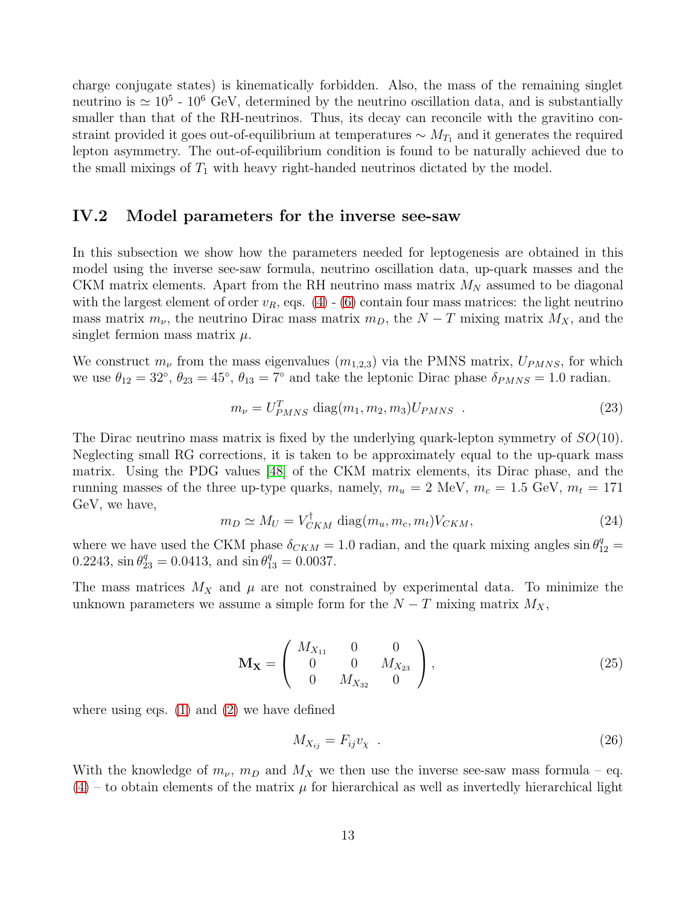charge conjugate states) is kinematically forbidden. Also, the mass of the remaining singlet neutrino is $\simeq 10^5$ - $10^6$ GeV, determined by the neutrino oscillation data, and is substantially smaller than that of the RH-neutrinos. Thus, its decay can reconcile with the gravitino constraint provided it goes out-of-equilibrium at temperatures $\sim M_{T_1}$ and it generates the required lepton asymmetry. The out-of-equilibrium condition is found to be naturally achieved due to the small mixings of $T_1$ with heavy right-handed neutrinos dictated by the model.

## IV.2 Model parameters for the inverse see-saw

In this subsection we show how the parameters needed for leptogenesis are obtained in this model using the inverse see-saw formula, neutrino oscillation data, up-quark masses and the CKM matrix elements. Apart from the RH neutrino mass matrix $M_N$ assumed to be diagonal with the largest element of order $v_R$, eqs. (4) - (6) contain four mass matrices: the light neutrino mass matrix $m_\nu$, the neutrino Dirac mass matrix $m_D$, the $N - T$ mixing matrix $M_X$, and the singlet fermion mass matrix $\mu$.

We construct $m_\nu$ from the mass eigenvalues ($m_{1,2,3}$) via the PMNS matrix, $U_{PMNS}$, for which we use $\theta_{12} = 32^\circ$, $\theta_{23} = 45^\circ$, $\theta_{13} = 7^\circ$ and take the leptonic Dirac phase $\delta_{PMNS} = 1.0$ radian.

$$m_\nu = U_{PMNS}^T \text{ diag}(m_1, m_2, m_3) U_{PMNS} \quad . \tag{23}$$

The Dirac neutrino mass matrix is fixed by the underlying quark-lepton symmetry of $SO(10)$. Neglecting small RG corrections, it is taken to be approximately equal to the up-quark mass matrix. Using the PDG values [48] of the CKM matrix elements, its Dirac phase, and the running masses of the three up-type quarks, namely, $m_u = 2$ MeV, $m_c = 1.5$ GeV, $m_t = 171$ GeV, we have,

$$m_D \simeq M_U = V_{CKM}^\dagger \text{ diag}(m_u, m_c, m_t) V_{CKM}, \tag{24}$$

where we have used the CKM phase $\delta_{CKM} = 1.0$ radian, and the quark mixing angles $\sin\theta_{12}^q = 0.2243$, $\sin\theta_{23}^q = 0.0413$, and $\sin\theta_{13}^q = 0.0037$.

The mass matrices $M_X$ and $\mu$ are not constrained by experimental data. To minimize the unknown parameters we assume a simple form for the $N - T$ mixing matrix $M_X$,

$$\mathbf{M_X} = \begin{pmatrix} M_{X_{11}} & 0 & 0 \\ 0 & 0 & M_{X_{23}} \\ 0 & M_{X_{32}} & 0 \end{pmatrix}, \tag{25}$$

where using eqs. (1) and (2) we have defined

$$M_{X_{ij}} = F_{ij} v_\chi \quad . \tag{26}$$

With the knowledge of $m_\nu$, $m_D$ and $M_X$ we then use the inverse see-saw mass formula – eq. (4) – to obtain elements of the matrix $\mu$ for hierarchical as well as invertedly hierarchical light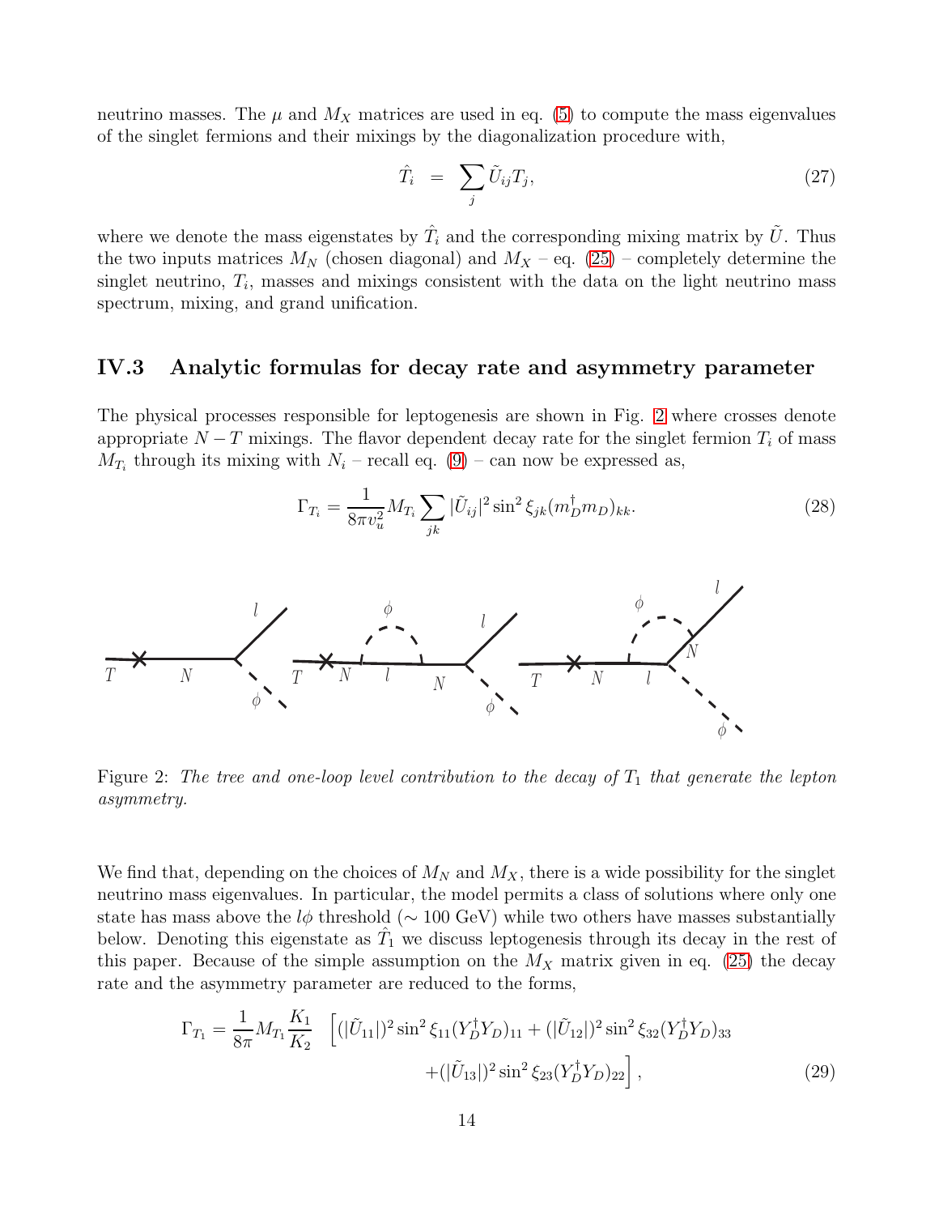neutrino masses. The $\mu$ and $M_X$ matrices are used in eq. (5) to compute the mass eigenvalues of the singlet fermions and their mixings by the diagonalization procedure with,

$$\hat{T}_i \;=\; \sum_j \tilde{U}_{ij} T_j, \tag{27}$$

where we denote the mass eigenstates by $\hat{T}_i$ and the corresponding mixing matrix by $\tilde{U}$. Thus the two inputs matrices $M_N$ (chosen diagonal) and $M_X$ – eq. (25) – completely determine the singlet neutrino, $T_i$, masses and mixings consistent with the data on the light neutrino mass spectrum, mixing, and grand unification.

## IV.3 Analytic formulas for decay rate and asymmetry parameter

The physical processes responsible for leptogenesis are shown in Fig. 2 where crosses denote appropriate $N-T$ mixings. The flavor dependent decay rate for the singlet fermion $T_i$ of mass $M_{T_i}$ through its mixing with $N_i$ – recall eq. (9) – can now be expressed as,

$$\Gamma_{T_i} = \frac{1}{8\pi v_u^2} M_{T_i} \sum_{jk} |\tilde{U}_{ij}|^2 \sin^2 \xi_{jk} (m_D^\dagger m_D)_{kk}. \tag{28}$$

Figure 2: *The tree and one-loop level contribution to the decay of $T_1$ that generate the lepton asymmetry.*

We find that, depending on the choices of $M_N$ and $M_X$, there is a wide possibility for the singlet neutrino mass eigenvalues. In particular, the model permits a class of solutions where only one state has mass above the $l\phi$ threshold ($\sim 100$ GeV) while two others have masses substantially below. Denoting this eigenstate as $\hat{T}_1$ we discuss leptogenesis through its decay in the rest of this paper. Because of the simple assumption on the $M_X$ matrix given in eq. (25) the decay rate and the asymmetry parameter are reduced to the forms,

$$\Gamma_{T_1} = \frac{1}{8\pi} M_{T_1} \frac{K_1}{K_2} \Big[ (|\tilde{U}_{11}|)^2 \sin^2 \xi_{11} (Y_D^\dagger Y_D)_{11} + (|\tilde{U}_{12}|)^2 \sin^2 \xi_{32} (Y_D^\dagger Y_D)_{33} + (|\tilde{U}_{13}|)^2 \sin^2 \xi_{23} (Y_D^\dagger Y_D)_{22} \Big], \tag{29}$$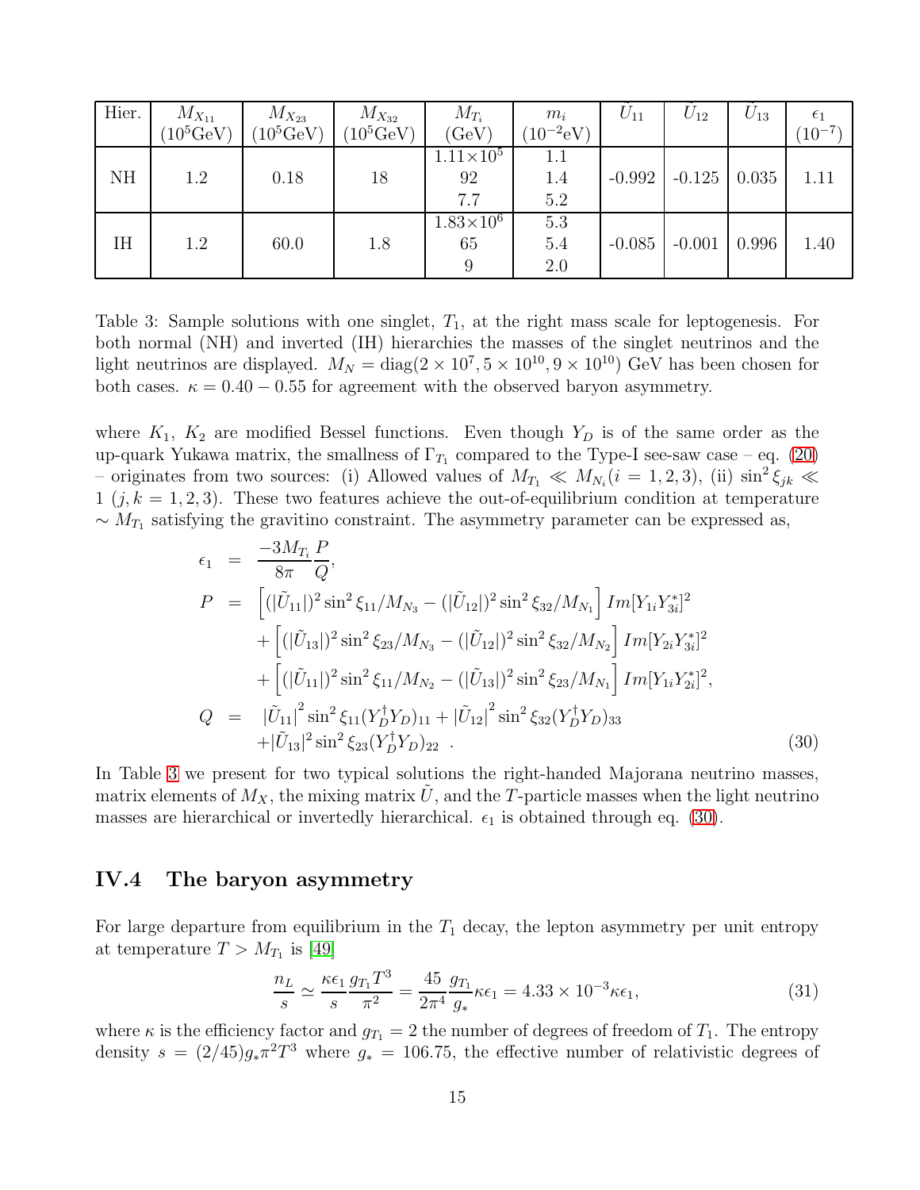| Hier. | $M_{X_{11}}$ ($10^5$GeV) | $M_{X_{23}}$ ($10^5$GeV) | $M_{X_{32}}$ ($10^5$GeV) | $M_{T_i}$ (GeV) | $m_i$ ($10^{-2}$eV) | $\tilde{U}_{11}$ | $\tilde{U}_{12}$ | $\tilde{U}_{13}$ | $\epsilon_1$ ($10^{-7}$) |
|---|---|---|---|---|---|---|---|---|---|
| NH | 1.2 | 0.18 | 18 | $1.11\times10^5$<br>92<br>7.7 | 1.1<br>1.4<br>5.2 | -0.992 | -0.125 | 0.035 | 1.11 |
| IH | 1.2 | 60.0 | 1.8 | $1.83\times10^6$<br>65<br>9 | 5.3<br>5.4<br>2.0 | -0.085 | -0.001 | 0.996 | 1.40 |

Table 3: Sample solutions with one singlet, $T_1$, at the right mass scale for leptogenesis. For both normal (NH) and inverted (IH) hierarchies the masses of the singlet neutrinos and the light neutrinos are displayed. $M_N = \text{diag}(2\times10^7, 5\times10^{10}, 9\times10^{10})$ GeV has been chosen for both cases. $\kappa = 0.40 - 0.55$ for agreement with the observed baryon asymmetry.

where $K_1$, $K_2$ are modified Bessel functions. Even though $Y_D$ is of the same order as the up-quark Yukawa matrix, the smallness of $\Gamma_{T_1}$ compared to the Type-I see-saw case – eq. (20) – originates from two sources: (i) Allowed values of $M_{T_1} \ll M_{N_i} (i = 1, 2, 3)$, (ii) $\sin^2 \xi_{jk} \ll 1$ $(j, k = 1, 2, 3)$. These two features achieve the out-of-equilibrium condition at temperature $\sim M_{T_1}$ satisfying the gravitino constraint. The asymmetry parameter can be expressed as,

$$
\begin{aligned}
\epsilon_1 &= \frac{-3M_{T_i}}{8\pi}\frac{P}{Q}, \\
P &= \left[(|\tilde{U}_{11}|)^2 \sin^2\xi_{11}/M_{N_3} - (|\tilde{U}_{12}|)^2 \sin^2\xi_{32}/M_{N_1}\right] Im[Y_{1i}Y^*_{3i}]^2 \\
&\quad + \left[(|\tilde{U}_{13}|)^2 \sin^2\xi_{23}/M_{N_3} - (|\tilde{U}_{12}|)^2 \sin^2\xi_{32}/M_{N_2}\right] Im[Y_{2i}Y^*_{3i}]^2 \\
&\quad + \left[(|\tilde{U}_{11}|)^2 \sin^2\xi_{11}/M_{N_2} - (|\tilde{U}_{13}|)^2 \sin^2\xi_{23}/M_{N_1}\right] Im[Y_{1i}Y^*_{2i}]^2, \\
Q &= |\tilde{U}_{11}|^2 \sin^2\xi_{11}(Y_D^\dagger Y_D)_{11} + |\tilde{U}_{12}|^2 \sin^2\xi_{32}(Y_D^\dagger Y_D)_{33} \\
&\quad + |\tilde{U}_{13}|^2 \sin^2\xi_{23}(Y_D^\dagger Y_D)_{22} \; .
\end{aligned}
\tag{30}
$$

In Table 3 we present for two typical solutions the right-handed Majorana neutrino masses, matrix elements of $M_X$, the mixing matrix $\tilde{U}$, and the $T$-particle masses when the light neutrino masses are hierarchical or invertedly hierarchical. $\epsilon_1$ is obtained through eq. (30).

## IV.4 The baryon asymmetry

For large departure from equilibrium in the $T_1$ decay, the lepton asymmetry per unit entropy at temperature $T > M_{T_1}$ is [49]

$$
\frac{n_L}{s} \simeq \frac{\kappa\epsilon_1}{s}\frac{g_{T_1}T^3}{\pi^2} = \frac{45}{2\pi^4}\frac{g_{T_1}}{g_*}\kappa\epsilon_1 = 4.33\times10^{-3}\kappa\epsilon_1, \tag{31}
$$

where $\kappa$ is the efficiency factor and $g_{T_1} = 2$ the number of degrees of freedom of $T_1$. The entropy density $s = (2/45)g_*\pi^2T^3$ where $g_* = 106.75$, the effective number of relativistic degrees of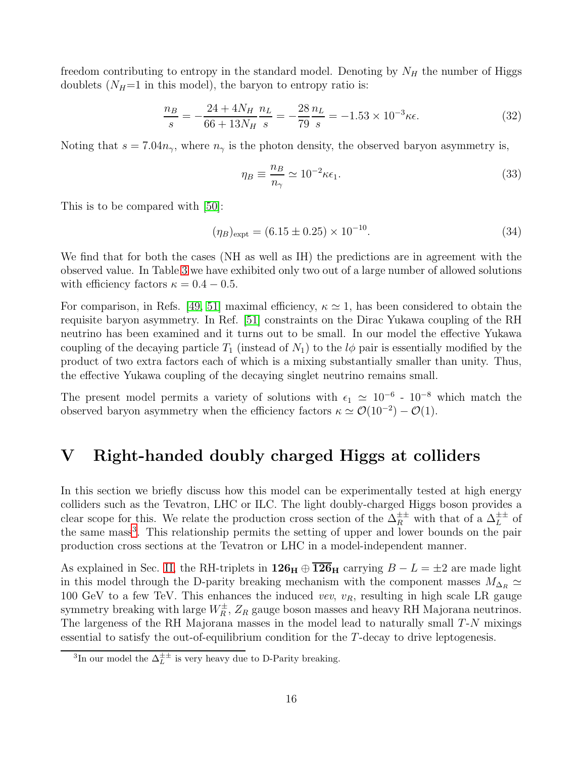freedom contributing to entropy in the standard model. Denoting by $N_H$ the number of Higgs doublets ($N_H$=1 in this model), the baryon to entropy ratio is:

$$\frac{n_B}{s} = -\frac{24 + 4N_H}{66 + 13N_H}\frac{n_L}{s} = -\frac{28}{79}\frac{n_L}{s} = -1.53 \times 10^{-3}\kappa\epsilon. \tag{32}$$

Noting that $s = 7.04n_\gamma$, where $n_\gamma$ is the photon density, the observed baryon asymmetry is,

$$\eta_B \equiv \frac{n_B}{n_\gamma} \simeq 10^{-2}\kappa\epsilon_1. \tag{33}$$

This is to be compared with [50]:

$$(\eta_B)_{\rm expt} = (6.15 \pm 0.25) \times 10^{-10}. \tag{34}$$

We find that for both the cases (NH as well as IH) the predictions are in agreement with the observed value. In Table 3 we have exhibited only two out of a large number of allowed solutions with efficiency factors $\kappa = 0.4 - 0.5$.

For comparison, in Refs. [49, 51] maximal efficiency, $\kappa \simeq 1$, has been considered to obtain the requisite baryon asymmetry. In Ref. [51] constraints on the Dirac Yukawa coupling of the RH neutrino has been examined and it turns out to be small. In our model the effective Yukawa coupling of the decaying particle $T_1$ (instead of $N_1$) to the $l\phi$ pair is essentially modified by the product of two extra factors each of which is a mixing substantially smaller than unity. Thus, the effective Yukawa coupling of the decaying singlet neutrino remains small.

The present model permits a variety of solutions with $\epsilon_1 \simeq 10^{-6}$ - $10^{-8}$ which match the observed baryon asymmetry when the efficiency factors $\kappa \simeq \mathcal{O}(10^{-2}) - \mathcal{O}(1)$.

# V Right-handed doubly charged Higgs at colliders

In this section we briefly discuss how this model can be experimentally tested at high energy colliders such as the Tevatron, LHC or ILC. The light doubly-charged Higgs boson provides a clear scope for this. We relate the production cross section of the $\Delta_R^{\pm\pm}$ with that of a $\Delta_L^{\pm\pm}$ of the same mass[3]. This relationship permits the setting of upper and lower bounds on the pair production cross sections at the Tevatron or LHC in a model-independent manner.

As explained in Sec. II, the RH-triplets in $\mathbf{126_H} \oplus \overline{\mathbf{126}}_\mathbf{H}$ carrying $B - L = \pm 2$ are made light in this model through the D-parity breaking mechanism with the component masses $M_{\Delta_R} \simeq$ 100 GeV to a few TeV. This enhances the induced *vev*, $v_R$, resulting in high scale LR gauge symmetry breaking with large $W_R^\pm$, $Z_R$ gauge boson masses and heavy RH Majorana neutrinos. The largeness of the RH Majorana masses in the model lead to naturally small $T$-$N$ mixings essential to satisfy the out-of-equilibrium condition for the $T$-decay to drive leptogenesis.

[3] In our model the $\Delta_L^{\pm\pm}$ is very heavy due to D-Parity breaking.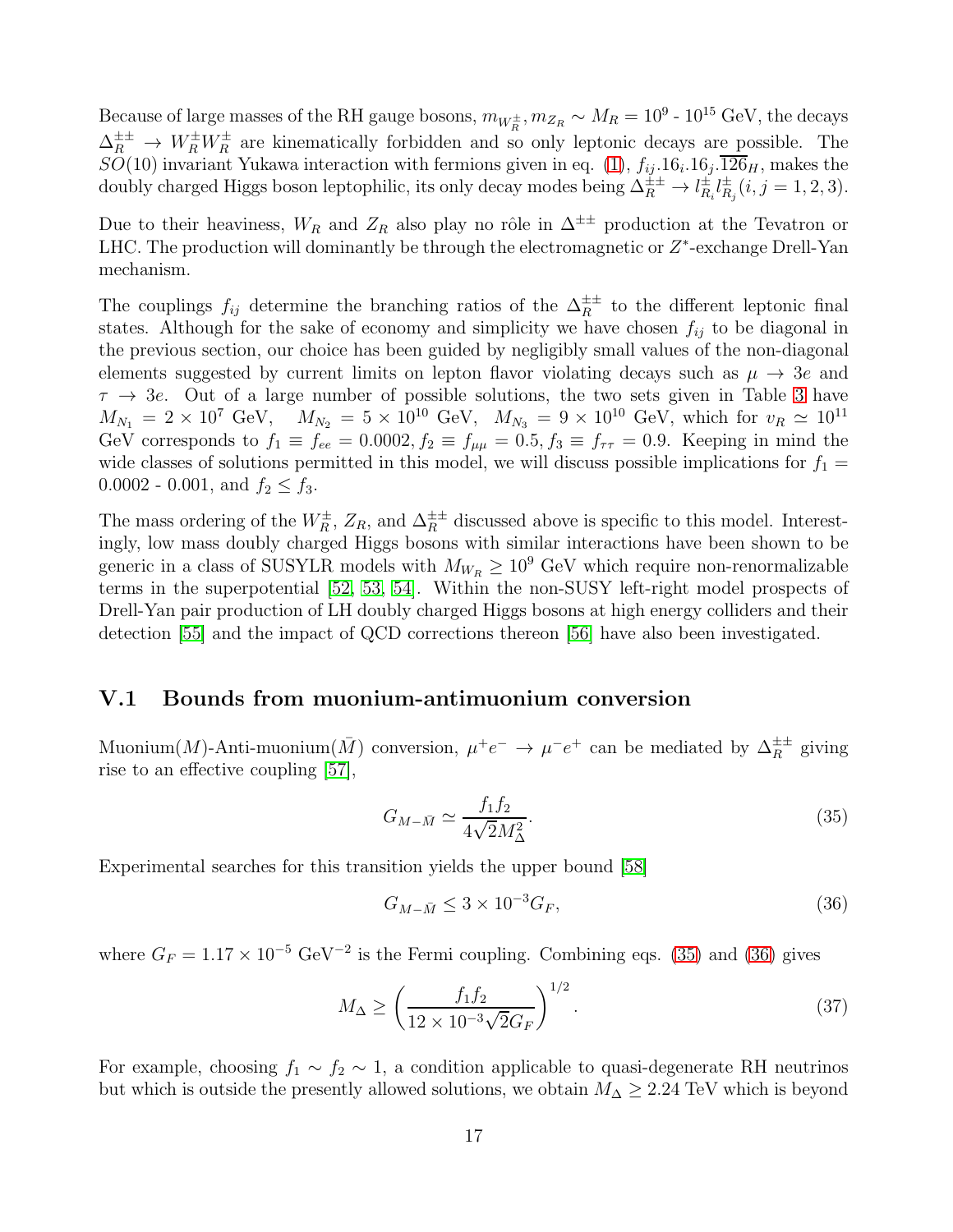Because of large masses of the RH gauge bosons, $m_{W_R^\pm}, m_{Z_R} \sim M_R = 10^9$ - $10^{15}$ GeV, the decays $\Delta_R^{\pm\pm} \rightarrow W_R^\pm W_R^\pm$ are kinematically forbidden and so only leptonic decays are possible. The $SO(10)$ invariant Yukawa interaction with fermions given in eq. (1), $f_{ij}.16_i.16_j.\overline{126}_H$, makes the doubly charged Higgs boson leptophilic, its only decay modes being $\Delta_R^{\pm\pm} \rightarrow l_{R_i}^\pm l_{R_j}^\pm (i,j = 1,2,3)$.

Due to their heaviness, $W_R$ and $Z_R$ also play no rôle in $\Delta^{\pm\pm}$ production at the Tevatron or LHC. The production will dominantly be through the electromagnetic or $Z^*$-exchange Drell-Yan mechanism.

The couplings $f_{ij}$ determine the branching ratios of the $\Delta_R^{\pm\pm}$ to the different leptonic final states. Although for the sake of economy and simplicity we have chosen $f_{ij}$ to be diagonal in the previous section, our choice has been guided by negligibly small values of the non-diagonal elements suggested by current limits on lepton flavor violating decays such as $\mu \rightarrow 3e$ and $\tau \rightarrow 3e$. Out of a large number of possible solutions, the two sets given in Table 3 have $M_{N_1} = 2 \times 10^7$ GeV, $M_{N_2} = 5 \times 10^{10}$ GeV, $M_{N_3} = 9 \times 10^{10}$ GeV, which for $v_R \simeq 10^{11}$ GeV corresponds to $f_1 \equiv f_{ee} = 0.0002, f_2 \equiv f_{\mu\mu} = 0.5, f_3 \equiv f_{\tau\tau} = 0.9$. Keeping in mind the wide classes of solutions permitted in this model, we will discuss possible implications for $f_1 =$ 0.0002 - 0.001, and $f_2 \leq f_3$.

The mass ordering of the $W_R^\pm$, $Z_R$, and $\Delta_R^{\pm\pm}$ discussed above is specific to this model. Interestingly, low mass doubly charged Higgs bosons with similar interactions have been shown to be generic in a class of SUSYLR models with $M_{W_R} \geq 10^9$ GeV which require non-renormalizable terms in the superpotential [52, 53, 54]. Within the non-SUSY left-right model prospects of Drell-Yan pair production of LH doubly charged Higgs bosons at high energy colliders and their detection [55] and the impact of QCD corrections thereon [56] have also been investigated.

## V.1 Bounds from muonium-antimuonium conversion

Muonium($M$)-Anti-muonium($\bar{M}$) conversion, $\mu^+ e^- \rightarrow \mu^- e^+$ can be mediated by $\Delta_R^{\pm\pm}$ giving rise to an effective coupling [57],

$$G_{M-\bar{M}} \simeq \frac{f_1 f_2}{4\sqrt{2} M_\Delta^2}. \tag{35}$$

Experimental searches for this transition yields the upper bound [58]

$$G_{M-\bar{M}} \leq 3 \times 10^{-3} G_F, \tag{36}$$

where $G_F = 1.17 \times 10^{-5}$ GeV$^{-2}$ is the Fermi coupling. Combining eqs. (35) and (36) gives

$$M_\Delta \geq \left( \frac{f_1 f_2}{12 \times 10^{-3} \sqrt{2} G_F} \right)^{1/2}. \tag{37}$$

For example, choosing $f_1 \sim f_2 \sim 1$, a condition applicable to quasi-degenerate RH neutrinos but which is outside the presently allowed solutions, we obtain $M_\Delta \geq 2.24$ TeV which is beyond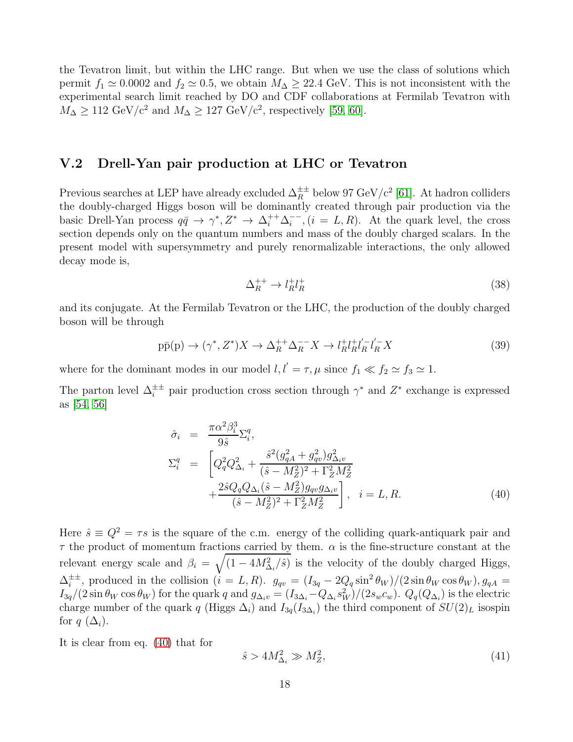the Tevatron limit, but within the LHC range. But when we use the class of solutions which permit $f_1 \simeq 0.0002$ and $f_2 \simeq 0.5$, we obtain $M_\Delta \geq 22.4$ GeV. This is not inconsistent with the experimental search limit reached by DO and CDF collaborations at Fermilab Tevatron with $M_\Delta \geq 112$ GeV/c$^2$ and $M_\Delta \geq 127$ GeV/c$^2$, respectively [59, 60].

## V.2 Drell-Yan pair production at LHC or Tevatron

Previous searches at LEP have already excluded $\Delta_R^{\pm\pm}$ below 97 GeV/c$^2$ [61]. At hadron colliders the doubly-charged Higgs boson will be dominantly created through pair production via the basic Drell-Yan process $q\bar{q} \to \gamma^*, Z^* \to \Delta_i^{++}\Delta_i^{--}, (i = L, R)$. At the quark level, the cross section depends only on the quantum numbers and mass of the doubly charged scalars. In the present model with supersymmetry and purely renormalizable interactions, the only allowed decay mode is,

$$\Delta_R^{++} \to l_R^+ l_R^+ \tag{38}$$

and its conjugate. At the Fermilab Tevatron or the LHC, the production of the doubly charged boson will be through

$$\mathrm{p\bar{p}(p)} \to (\gamma^*, Z^*)X \to \Delta_R^{++}\Delta_R^{--}X \to l_R^+ l_R^+ l_R^{'-} l_R^{'-} X \tag{39}$$

where for the dominant modes in our model $l, l' = \tau, \mu$ since $f_1 \ll f_2 \simeq f_3 \simeq 1$.

The parton level $\Delta_i^{\pm\pm}$ pair production cross section through $\gamma^*$ and $Z^*$ exchange is expressed as [54, 56]

$$\begin{aligned}
\hat{\sigma}_i &= \frac{\pi\alpha^2\beta_i^3}{9\hat{s}}\Sigma_i^q, \\
\Sigma_i^q &= \left[Q_q^2 Q_{\Delta_i}^2 + \frac{\hat{s}^2(g_{qA}^2 + g_{qv}^2)g_{\Delta_i v}^2}{(\hat{s} - M_Z^2)^2 + \Gamma_Z^2 M_Z^2} \right. \\
&\quad \left. + \frac{2\hat{s}Q_q Q_{\Delta_i}(\hat{s} - M_Z^2)g_{qv}g_{\Delta_i v}}{(\hat{s} - M_Z^2)^2 + \Gamma_Z^2 M_Z^2}\right], \quad i = L, R.
\end{aligned} \tag{40}$$

Here $\hat{s} \equiv Q^2 = \tau s$ is the square of the c.m. energy of the colliding quark-antiquark pair and $\tau$ the product of momentum fractions carried by them. $\alpha$ is the fine-structure constant at the relevant energy scale and $\beta_i = \sqrt{(1 - 4M_{\Delta_i}^2/\hat{s})}$ is the velocity of the doubly charged Higgs, $\Delta_i^{\pm\pm}$, produced in the collision ($i = L, R$). $g_{qv} = (I_{3q} - 2Q_q \sin^2\theta_W)/(2\sin\theta_W\cos\theta_W), g_{qA} = I_{3q}/(2\sin\theta_W\cos\theta_W)$ for the quark $q$ and $g_{\Delta_i v} = (I_{3\Delta_i} - Q_{\Delta_i}s_W^2)/(2s_w c_w)$. $Q_q(Q_{\Delta_i})$ is the electric charge number of the quark $q$ (Higgs $\Delta_i$) and $I_{3q}(I_{3\Delta_i})$ the third component of $SU(2)_L$ isospin for $q$ ($\Delta_i$).

It is clear from eq. (40) that for

$$\hat{s} > 4M_{\Delta_i}^2 \gg M_Z^2, \tag{41}$$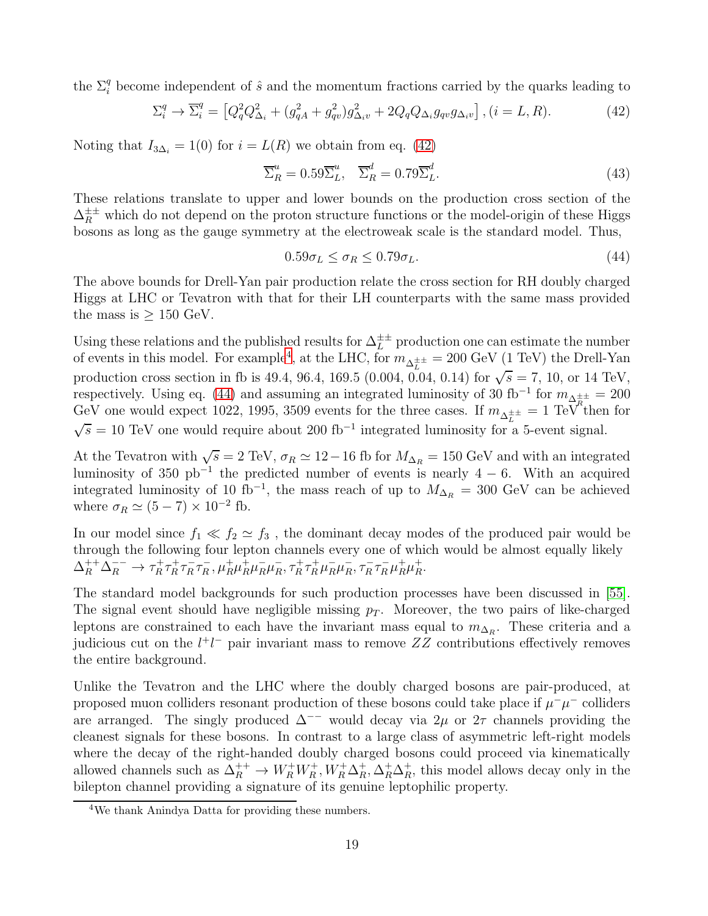the $\Sigma_i^q$ become independent of $\hat{s}$ and the momentum fractions carried by the quarks leading to

$$\Sigma_i^q \to \overline{\Sigma}_i^q = \left[Q_q^2 Q_{\Delta_i}^2 + (g_{qA}^2 + g_{qv}^2) g_{\Delta_i v}^2 + 2 Q_q Q_{\Delta_i} g_{qv} g_{\Delta_i v}\right], (i = L, R). \tag{42}$$

Noting that $I_{3\Delta_i} = 1(0)$ for $i = L(R)$ we obtain from eq. (42)

$$\overline{\Sigma}_R^u = 0.59 \overline{\Sigma}_L^u, \quad \overline{\Sigma}_R^d = 0.79 \overline{\Sigma}_L^d. \tag{43}$$

These relations translate to upper and lower bounds on the production cross section of the $\Delta_R^{\pm\pm}$ which do not depend on the proton structure functions or the model-origin of these Higgs bosons as long as the gauge symmetry at the electroweak scale is the standard model. Thus,

$$0.59 \sigma_L \leq \sigma_R \leq 0.79 \sigma_L. \tag{44}$$

The above bounds for Drell-Yan pair production relate the cross section for RH doubly charged Higgs at LHC or Tevatron with that for their LH counterparts with the same mass provided the mass is $\geq 150$ GeV.

Using these relations and the published results for $\Delta_L^{\pm\pm}$ production one can estimate the number of events in this model. For example[4], at the LHC, for $m_{\Delta_L^{\pm\pm}} = 200$ GeV (1 TeV) the Drell-Yan production cross section in fb is 49.4, 96.4, 169.5 (0.004, 0.04, 0.14) for $\sqrt{s} = 7$, 10, or 14 TeV, respectively. Using eq. (44) and assuming an integrated luminosity of 30 fb$^{-1}$ for $m_{\Delta_R^{\pm\pm}} = 200$ GeV one would expect 1022, 1995, 3509 events for the three cases. If $m_{\Delta_L^{\pm\pm}} = 1$ TeV then for $\sqrt{s} = 10$ TeV one would require about 200 fb$^{-1}$ integrated luminosity for a 5-event signal.

At the Tevatron with $\sqrt{s} = 2$ TeV, $\sigma_R \simeq 12 - 16$ fb for $M_{\Delta_R} = 150$ GeV and with an integrated luminosity of 350 pb$^{-1}$ the predicted number of events is nearly $4 - 6$. With an acquired integrated luminosity of 10 fb$^{-1}$, the mass reach of up to $M_{\Delta_R} = 300$ GeV can be achieved where $\sigma_R \simeq (5 - 7) \times 10^{-2}$ fb.

In our model since $f_1 \ll f_2 \simeq f_3$ , the dominant decay modes of the produced pair would be through the following four lepton channels every one of which would be almost equally likely $\Delta_R^{++}\Delta_R^{--} \to \tau_R^+\tau_R^+\tau_R^-\tau_R^-, \mu_R^+\mu_R^+\mu_R^-\mu_R^-, \tau_R^+\tau_R^+\mu_R^-\mu_R^-, \tau_R^-\tau_R^-\mu_R^+\mu_R^+$.

The standard model backgrounds for such production processes have been discussed in [55]. The signal event should have negligible missing $p_T$. Moreover, the two pairs of like-charged leptons are constrained to each have the invariant mass equal to $m_{\Delta_R}$. These criteria and a judicious cut on the $l^+l^-$ pair invariant mass to remove $ZZ$ contributions effectively removes the entire background.

Unlike the Tevatron and the LHC where the doubly charged bosons are pair-produced, at proposed muon colliders resonant production of these bosons could take place if $\mu^-\mu^-$ colliders are arranged. The singly produced $\Delta^{--}$ would decay via $2\mu$ or $2\tau$ channels providing the cleanest signals for these bosons. In contrast to a large class of asymmetric left-right models where the decay of the right-handed doubly charged bosons could proceed via kinematically allowed channels such as $\Delta_R^{++} \to W_R^+W_R^+, W_R^+\Delta_R^+, \Delta_R^+\Delta_R^+$, this model allows decay only in the bilepton channel providing a signature of its genuine leptophilic property.

---

[4] We thank Anindya Datta for providing these numbers.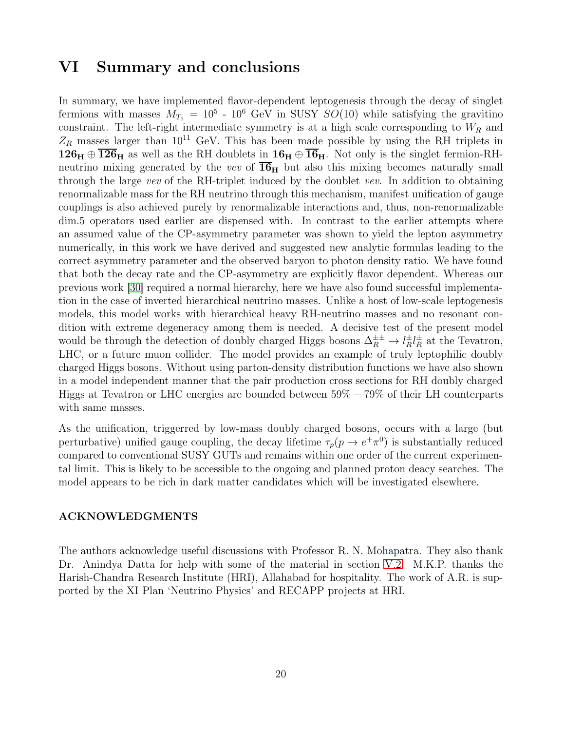# VI Summary and conclusions

In summary, we have implemented flavor-dependent leptogenesis through the decay of singlet fermions with masses $M_{T_1} = 10^5$ - $10^6$ GeV in SUSY $SO(10)$ while satisfying the gravitino constraint. The left-right intermediate symmetry is at a high scale corresponding to $W_R$ and $Z_R$ masses larger than $10^{11}$ GeV. This has been made possible by using the RH triplets in $\mathbf{126_H} \oplus \overline{\mathbf{126}}_\mathbf{H}$ as well as the RH doublets in $\mathbf{16_H} \oplus \overline{\mathbf{16}}_\mathbf{H}$. Not only is the singlet fermion-RH-neutrino mixing generated by the *vev* of $\overline{\mathbf{16}}_\mathbf{H}$ but also this mixing becomes naturally small through the large *vev* of the RH-triplet induced by the doublet *vev*. In addition to obtaining renormalizable mass for the RH neutrino through this mechanism, manifest unification of gauge couplings is also achieved purely by renormalizable interactions and, thus, non-renormalizable dim.5 operators used earlier are dispensed with. In contrast to the earlier attempts where an assumed value of the CP-asymmetry parameter was shown to yield the lepton asymmetry numerically, in this work we have derived and suggested new analytic formulas leading to the correct asymmetry parameter and the observed baryon to photon density ratio. We have found that both the decay rate and the CP-asymmetry are explicitly flavor dependent. Whereas our previous work [30] required a normal hierarchy, here we have also found successful implementation in the case of inverted hierarchical neutrino masses. Unlike a host of low-scale leptogenesis models, this model works with hierarchical heavy RH-neutrino masses and no resonant condition with extreme degeneracy among them is needed. A decisive test of the present model would be through the detection of doubly charged Higgs bosons $\Delta_R^{\pm\pm} \to l_R^{\pm} l_R^{\pm}$ at the Tevatron, LHC, or a future muon collider. The model provides an example of truly leptophilic doubly charged Higgs bosons. Without using parton-density distribution functions we have also shown in a model independent manner that the pair production cross sections for RH doubly charged Higgs at Tevatron or LHC energies are bounded between $59\% - 79\%$ of their LH counterparts with same masses.

As the unification, triggerred by low-mass doubly charged bosons, occurs with a large (but perturbative) unified gauge coupling, the decay lifetime $\tau_p(p \to e^+\pi^0)$ is substantially reduced compared to conventional SUSY GUTs and remains within one order of the current experimental limit. This is likely to be accessible to the ongoing and planned proton deacy searches. The model appears to be rich in dark matter candidates which will be investigated elsewhere.

### ACKNOWLEDGMENTS

The authors acknowledge useful discussions with Professor R. N. Mohapatra. They also thank Dr. Anindya Datta for help with some of the material in section V.2. M.K.P. thanks the Harish-Chandra Research Institute (HRI), Allahabad for hospitality. The work of A.R. is supported by the XI Plan 'Neutrino Physics' and RECAPP projects at HRI.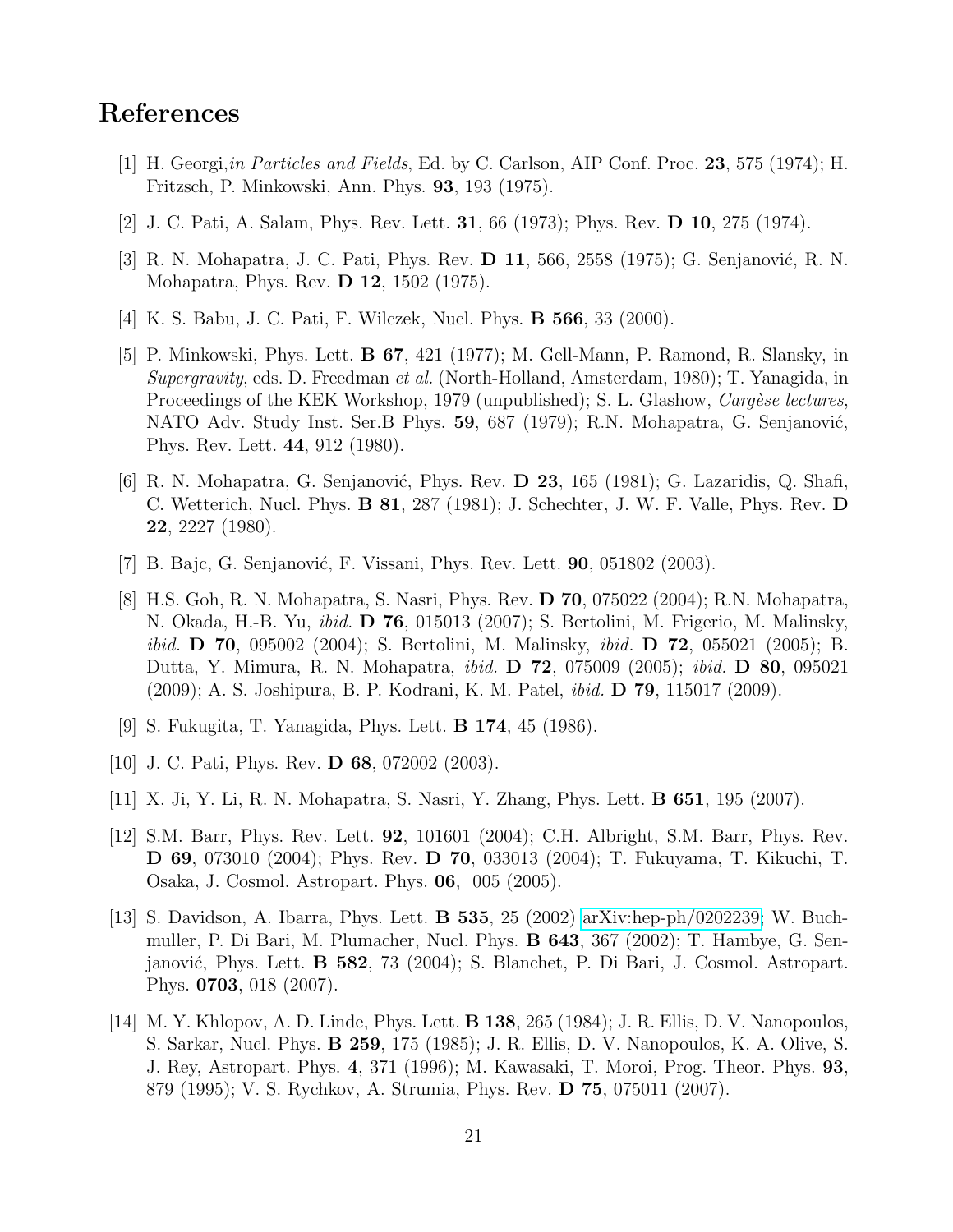# References

[1] H. Georgi,*in Particles and Fields*, Ed. by C. Carlson, AIP Conf. Proc. **23**, 575 (1974); H. Fritzsch, P. Minkowski, Ann. Phys. **93**, 193 (1975).

[2] J. C. Pati, A. Salam, Phys. Rev. Lett. **31**, 66 (1973); Phys. Rev. **D 10**, 275 (1974).

[3] R. N. Mohapatra, J. C. Pati, Phys. Rev. **D 11**, 566, 2558 (1975); G. Senjanović, R. N. Mohapatra, Phys. Rev. **D 12**, 1502 (1975).

[4] K. S. Babu, J. C. Pati, F. Wilczek, Nucl. Phys. **B 566**, 33 (2000).

[5] P. Minkowski, Phys. Lett. **B 67**, 421 (1977); M. Gell-Mann, P. Ramond, R. Slansky, in *Supergravity*, eds. D. Freedman *et al.* (North-Holland, Amsterdam, 1980); T. Yanagida, in Proceedings of the KEK Workshop, 1979 (unpublished); S. L. Glashow, *Cargèse lectures*, NATO Adv. Study Inst. Ser.B Phys. **59**, 687 (1979); R.N. Mohapatra, G. Senjanović, Phys. Rev. Lett. **44**, 912 (1980).

[6] R. N. Mohapatra, G. Senjanović, Phys. Rev. **D 23**, 165 (1981); G. Lazaridis, Q. Shafi, C. Wetterich, Nucl. Phys. **B 81**, 287 (1981); J. Schechter, J. W. F. Valle, Phys. Rev. **D 22**, 2227 (1980).

[7] B. Bajc, G. Senjanović, F. Vissani, Phys. Rev. Lett. **90**, 051802 (2003).

[8] H.S. Goh, R. N. Mohapatra, S. Nasri, Phys. Rev. **D 70**, 075022 (2004); R.N. Mohapatra, N. Okada, H.-B. Yu, *ibid.* **D 76**, 015013 (2007); S. Bertolini, M. Frigerio, M. Malinsky, *ibid.* **D 70**, 095002 (2004); S. Bertolini, M. Malinsky, *ibid.* **D 72**, 055021 (2005); B. Dutta, Y. Mimura, R. N. Mohapatra, *ibid.* **D 72**, 075009 (2005); *ibid.* **D 80**, 095021 (2009); A. S. Joshipura, B. P. Kodrani, K. M. Patel, *ibid.* **D 79**, 115017 (2009).

[9] S. Fukugita, T. Yanagida, Phys. Lett. **B 174**, 45 (1986).

[10] J. C. Pati, Phys. Rev. **D 68**, 072002 (2003).

[11] X. Ji, Y. Li, R. N. Mohapatra, S. Nasri, Y. Zhang, Phys. Lett. **B 651**, 195 (2007).

[12] S.M. Barr, Phys. Rev. Lett. **92**, 101601 (2004); C.H. Albright, S.M. Barr, Phys. Rev. **D 69**, 073010 (2004); Phys. Rev. **D 70**, 033013 (2004); T. Fukuyama, T. Kikuchi, T. Osaka, J. Cosmol. Astropart. Phys. **06**, 005 (2005).

[13] S. Davidson, A. Ibarra, Phys. Lett. **B 535**, 25 (2002) arXiv:hep-ph/0202239; W. Buchmuller, P. Di Bari, M. Plumacher, Nucl. Phys. **B 643**, 367 (2002); T. Hambye, G. Senjanović, Phys. Lett. **B 582**, 73 (2004); S. Blanchet, P. Di Bari, J. Cosmol. Astropart. Phys. **0703**, 018 (2007).

[14] M. Y. Khlopov, A. D. Linde, Phys. Lett. **B 138**, 265 (1984); J. R. Ellis, D. V. Nanopoulos, S. Sarkar, Nucl. Phys. **B 259**, 175 (1985); J. R. Ellis, D. V. Nanopoulos, K. A. Olive, S. J. Rey, Astropart. Phys. **4**, 371 (1996); M. Kawasaki, T. Moroi, Prog. Theor. Phys. **93**, 879 (1995); V. S. Rychkov, A. Strumia, Phys. Rev. **D 75**, 075011 (2007).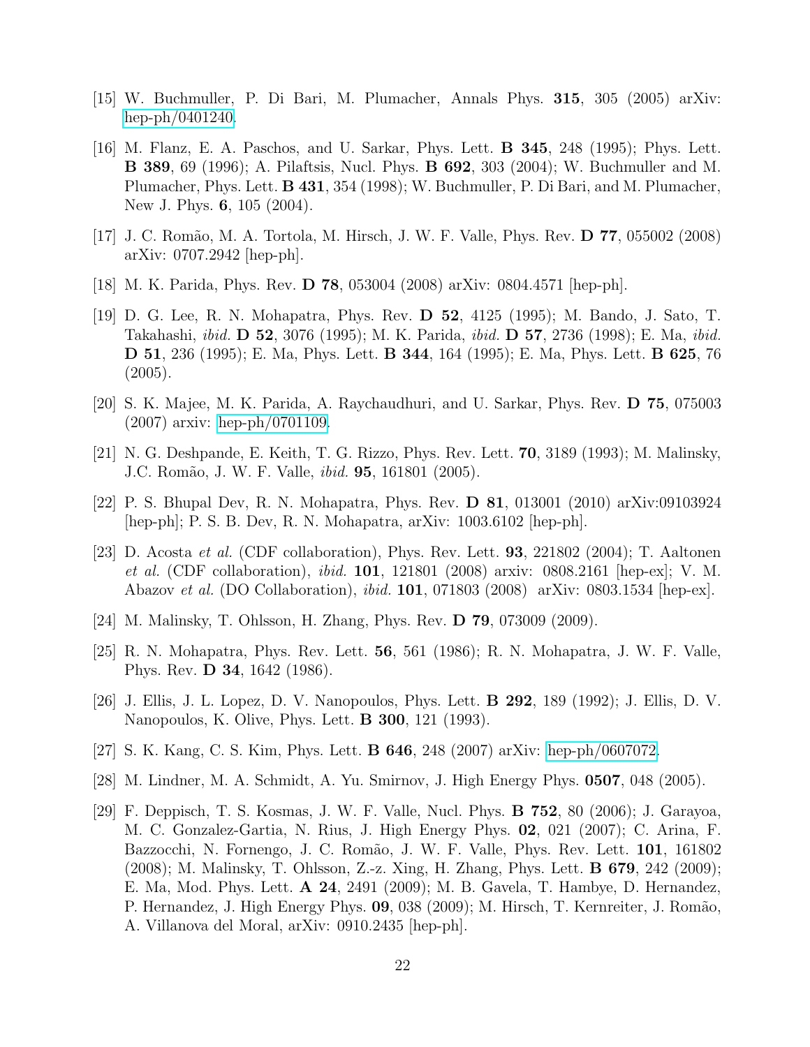[15] W. Buchmuller, P. Di Bari, M. Plumacher, Annals Phys. **315**, 305 (2005) arXiv: hep-ph/0401240.

[16] M. Flanz, E. A. Paschos, and U. Sarkar, Phys. Lett. **B 345**, 248 (1995); Phys. Lett. **B 389**, 69 (1996); A. Pilaftsis, Nucl. Phys. **B 692**, 303 (2004); W. Buchmuller and M. Plumacher, Phys. Lett. **B 431**, 354 (1998); W. Buchmuller, P. Di Bari, and M. Plumacher, New J. Phys. **6**, 105 (2004).

[17] J. C. Romão, M. A. Tortola, M. Hirsch, J. W. F. Valle, Phys. Rev. **D 77**, 055002 (2008) arXiv: 0707.2942 [hep-ph].

[18] M. K. Parida, Phys. Rev. **D 78**, 053004 (2008) arXiv: 0804.4571 [hep-ph].

[19] D. G. Lee, R. N. Mohapatra, Phys. Rev. **D 52**, 4125 (1995); M. Bando, J. Sato, T. Takahashi, *ibid.* **D 52**, 3076 (1995); M. K. Parida, *ibid.* **D 57**, 2736 (1998); E. Ma, *ibid.* **D 51**, 236 (1995); E. Ma, Phys. Lett. **B 344**, 164 (1995); E. Ma, Phys. Lett. **B 625**, 76 (2005).

[20] S. K. Majee, M. K. Parida, A. Raychaudhuri, and U. Sarkar, Phys. Rev. **D 75**, 075003 (2007) arxiv: hep-ph/0701109.

[21] N. G. Deshpande, E. Keith, T. G. Rizzo, Phys. Rev. Lett. **70**, 3189 (1993); M. Malinsky, J.C. Romão, J. W. F. Valle, *ibid.* **95**, 161801 (2005).

[22] P. S. Bhupal Dev, R. N. Mohapatra, Phys. Rev. **D 81**, 013001 (2010) arXiv:09103924 [hep-ph]; P. S. B. Dev, R. N. Mohapatra, arXiv: 1003.6102 [hep-ph].

[23] D. Acosta *et al.* (CDF collaboration), Phys. Rev. Lett. **93**, 221802 (2004); T. Aaltonen *et al.* (CDF collaboration), *ibid.* **101**, 121801 (2008) arxiv: 0808.2161 [hep-ex]; V. M. Abazov *et al.* (DO Collaboration), *ibid.* **101**, 071803 (2008) arXiv: 0803.1534 [hep-ex].

[24] M. Malinsky, T. Ohlsson, H. Zhang, Phys. Rev. **D 79**, 073009 (2009).

[25] R. N. Mohapatra, Phys. Rev. Lett. **56**, 561 (1986); R. N. Mohapatra, J. W. F. Valle, Phys. Rev. **D 34**, 1642 (1986).

[26] J. Ellis, J. L. Lopez, D. V. Nanopoulos, Phys. Lett. **B 292**, 189 (1992); J. Ellis, D. V. Nanopoulos, K. Olive, Phys. Lett. **B 300**, 121 (1993).

[27] S. K. Kang, C. S. Kim, Phys. Lett. **B 646**, 248 (2007) arXiv: hep-ph/0607072.

[28] M. Lindner, M. A. Schmidt, A. Yu. Smirnov, J. High Energy Phys. **0507**, 048 (2005).

[29] F. Deppisch, T. S. Kosmas, J. W. F. Valle, Nucl. Phys. **B 752**, 80 (2006); J. Garayoa, M. C. Gonzalez-Gartia, N. Rius, J. High Energy Phys. **02**, 021 (2007); C. Arina, F. Bazzocchi, N. Fornengo, J. C. Romão, J. W. F. Valle, Phys. Rev. Lett. **101**, 161802 (2008); M. Malinsky, T. Ohlsson, Z.-z. Xing, H. Zhang, Phys. Lett. **B 679**, 242 (2009); E. Ma, Mod. Phys. Lett. **A 24**, 2491 (2009); M. B. Gavela, T. Hambye, D. Hernandez, P. Hernandez, J. High Energy Phys. **09**, 038 (2009); M. Hirsch, T. Kernreiter, J. Romão, A. Villanova del Moral, arXiv: 0910.2435 [hep-ph].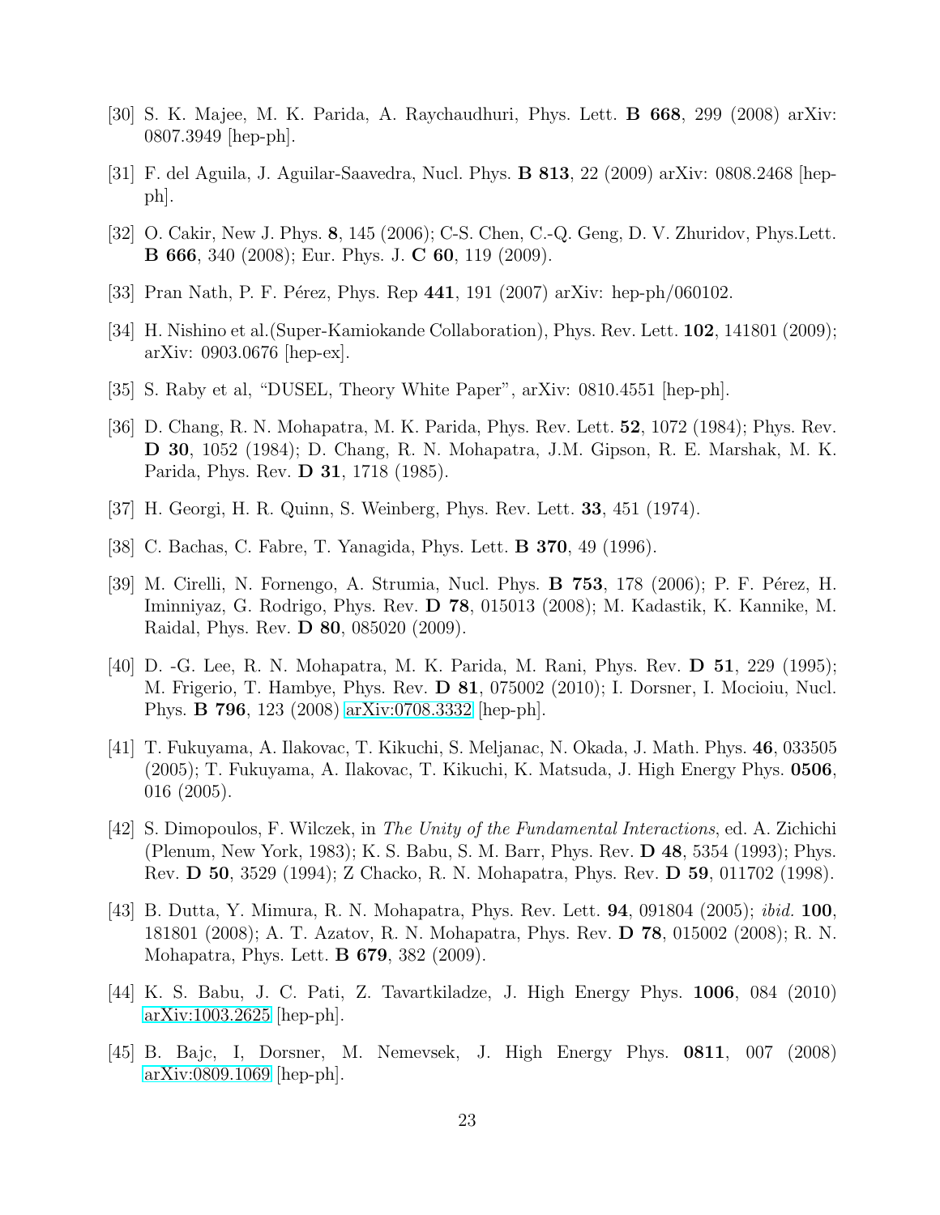[30] S. K. Majee, M. K. Parida, A. Raychaudhuri, Phys. Lett. **B 668**, 299 (2008) arXiv: 0807.3949 [hep-ph].

[31] F. del Aguila, J. Aguilar-Saavedra, Nucl. Phys. **B 813**, 22 (2009) arXiv: 0808.2468 [hep-ph].

[32] O. Cakir, New J. Phys. **8**, 145 (2006); C-S. Chen, C.-Q. Geng, D. V. Zhuridov, Phys.Lett. **B 666**, 340 (2008); Eur. Phys. J. **C 60**, 119 (2009).

[33] Pran Nath, P. F. Pérez, Phys. Rep **441**, 191 (2007) arXiv: hep-ph/060102.

[34] H. Nishino et al.(Super-Kamiokande Collaboration), Phys. Rev. Lett. **102**, 141801 (2009); arXiv: 0903.0676 [hep-ex].

[35] S. Raby et al, "DUSEL, Theory White Paper", arXiv: 0810.4551 [hep-ph].

[36] D. Chang, R. N. Mohapatra, M. K. Parida, Phys. Rev. Lett. **52**, 1072 (1984); Phys. Rev. **D 30**, 1052 (1984); D. Chang, R. N. Mohapatra, J.M. Gipson, R. E. Marshak, M. K. Parida, Phys. Rev. **D 31**, 1718 (1985).

[37] H. Georgi, H. R. Quinn, S. Weinberg, Phys. Rev. Lett. **33**, 451 (1974).

[38] C. Bachas, C. Fabre, T. Yanagida, Phys. Lett. **B 370**, 49 (1996).

[39] M. Cirelli, N. Fornengo, A. Strumia, Nucl. Phys. **B 753**, 178 (2006); P. F. Pérez, H. Iminniyaz, G. Rodrigo, Phys. Rev. **D 78**, 015013 (2008); M. Kadastik, K. Kannike, M. Raidal, Phys. Rev. **D 80**, 085020 (2009).

[40] D. -G. Lee, R. N. Mohapatra, M. K. Parida, M. Rani, Phys. Rev. **D 51**, 229 (1995); M. Frigerio, T. Hambye, Phys. Rev. **D 81**, 075002 (2010); I. Dorsner, I. Mocioiu, Nucl. Phys. **B 796**, 123 (2008) arXiv:0708.3332 [hep-ph].

[41] T. Fukuyama, A. Ilakovac, T. Kikuchi, S. Meljanac, N. Okada, J. Math. Phys. **46**, 033505 (2005); T. Fukuyama, A. Ilakovac, T. Kikuchi, K. Matsuda, J. High Energy Phys. **0506**, 016 (2005).

[42] S. Dimopoulos, F. Wilczek, in *The Unity of the Fundamental Interactions*, ed. A. Zichichi (Plenum, New York, 1983); K. S. Babu, S. M. Barr, Phys. Rev. **D 48**, 5354 (1993); Phys. Rev. **D 50**, 3529 (1994); Z Chacko, R. N. Mohapatra, Phys. Rev. **D 59**, 011702 (1998).

[43] B. Dutta, Y. Mimura, R. N. Mohapatra, Phys. Rev. Lett. **94**, 091804 (2005); *ibid.* **100**, 181801 (2008); A. T. Azatov, R. N. Mohapatra, Phys. Rev. **D 78**, 015002 (2008); R. N. Mohapatra, Phys. Lett. **B 679**, 382 (2009).

[44] K. S. Babu, J. C. Pati, Z. Tavartkiladze, J. High Energy Phys. **1006**, 084 (2010) arXiv:1003.2625 [hep-ph].

[45] B. Bajc, I, Dorsner, M. Nemevsek, J. High Energy Phys. **0811**, 007 (2008) arXiv:0809.1069 [hep-ph].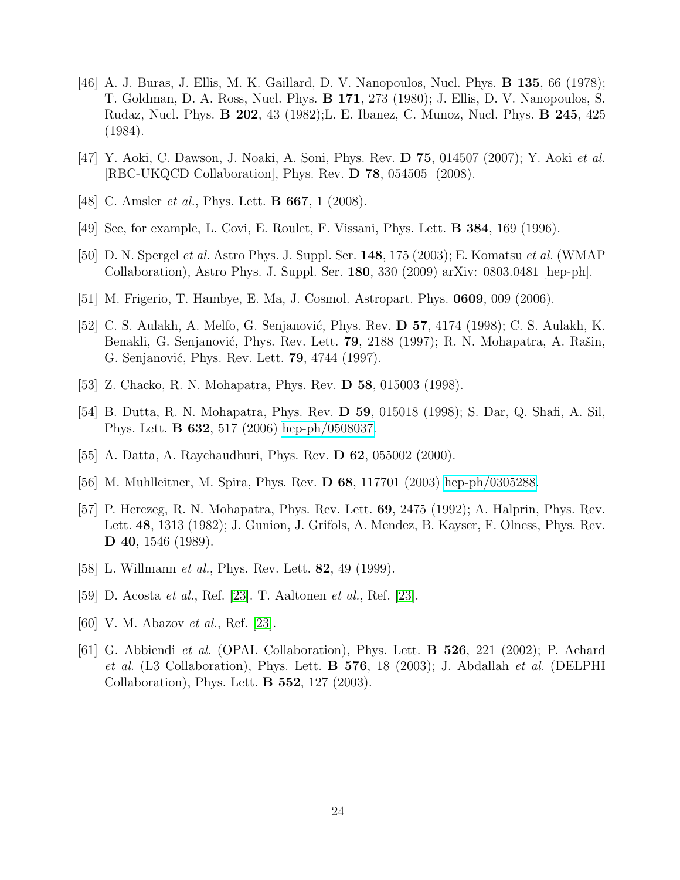[46] A. J. Buras, J. Ellis, M. K. Gaillard, D. V. Nanopoulos, Nucl. Phys. **B 135**, 66 (1978); T. Goldman, D. A. Ross, Nucl. Phys. **B 171**, 273 (1980); J. Ellis, D. V. Nanopoulos, S. Rudaz, Nucl. Phys. **B 202**, 43 (1982);L. E. Ibanez, C. Munoz, Nucl. Phys. **B 245**, 425 (1984).

[47] Y. Aoki, C. Dawson, J. Noaki, A. Soni, Phys. Rev. **D 75**, 014507 (2007); Y. Aoki *et al.* [RBC-UKQCD Collaboration], Phys. Rev. **D 78**, 054505 (2008).

[48] C. Amsler *et al.*, Phys. Lett. **B 667**, 1 (2008).

[49] See, for example, L. Covi, E. Roulet, F. Vissani, Phys. Lett. **B 384**, 169 (1996).

[50] D. N. Spergel *et al.* Astro Phys. J. Suppl. Ser. **148**, 175 (2003); E. Komatsu *et al.* (WMAP Collaboration), Astro Phys. J. Suppl. Ser. **180**, 330 (2009) arXiv: 0803.0481 [hep-ph].

[51] M. Frigerio, T. Hambye, E. Ma, J. Cosmol. Astropart. Phys. **0609**, 009 (2006).

[52] C. S. Aulakh, A. Melfo, G. Senjanović, Phys. Rev. **D 57**, 4174 (1998); C. S. Aulakh, K. Benakli, G. Senjanović, Phys. Rev. Lett. **79**, 2188 (1997); R. N. Mohapatra, A. Rašin, G. Senjanović, Phys. Rev. Lett. **79**, 4744 (1997).

[53] Z. Chacko, R. N. Mohapatra, Phys. Rev. **D 58**, 015003 (1998).

[54] B. Dutta, R. N. Mohapatra, Phys. Rev. **D 59**, 015018 (1998); S. Dar, Q. Shafi, A. Sil, Phys. Lett. **B 632**, 517 (2006) hep-ph/0508037.

[55] A. Datta, A. Raychaudhuri, Phys. Rev. **D 62**, 055002 (2000).

[56] M. Muhlleitner, M. Spira, Phys. Rev. **D 68**, 117701 (2003) hep-ph/0305288.

[57] P. Herczeg, R. N. Mohapatra, Phys. Rev. Lett. **69**, 2475 (1992); A. Halprin, Phys. Rev. Lett. **48**, 1313 (1982); J. Gunion, J. Grifols, A. Mendez, B. Kayser, F. Olness, Phys. Rev. **D 40**, 1546 (1989).

[58] L. Willmann *et al.*, Phys. Rev. Lett. **82**, 49 (1999).

[59] D. Acosta *et al.*, Ref. [23]. T. Aaltonen *et al.*, Ref. [23].

[60] V. M. Abazov *et al.*, Ref. [23].

[61] G. Abbiendi *et al.* (OPAL Collaboration), Phys. Lett. **B 526**, 221 (2002); P. Achard *et al.* (L3 Collaboration), Phys. Lett. **B 576**, 18 (2003); J. Abdallah *et al.* (DELPHI Collaboration), Phys. Lett. **B 552**, 127 (2003).